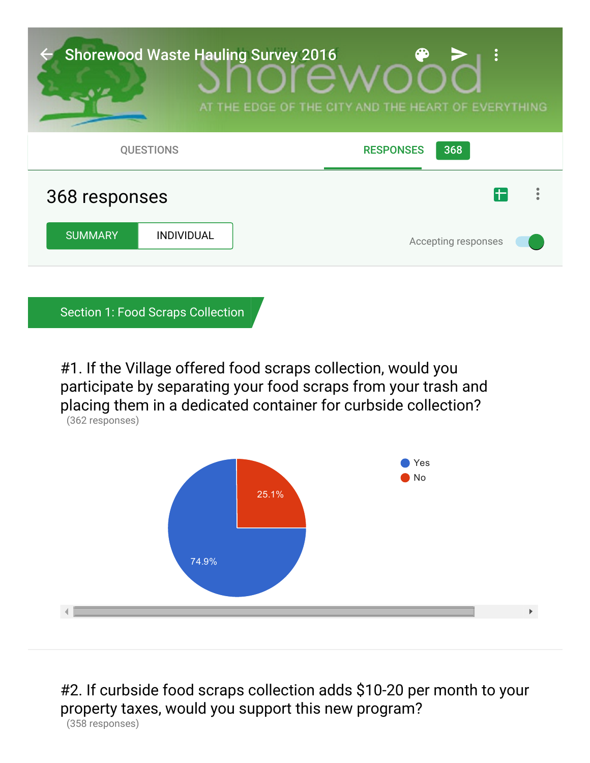# Shorewood Waste Hauling Survey 2016

QUESTIONS    RESPONSES 368

## 368 responses

SUMMARY    INDIVIDUAL

Accepting responses

## Section 1: Food Scraps Collection

### #1. If the Village offered food scraps collection, would you participate by separating your food scraps from your trash and placing them in a dedicated container for curbside collection?

(362 responses)

| Response | Percentage |
| --- | --- |
| Yes | 74.9% |
| No | 25.1% |

### #2. If curbside food scraps collection adds $10-20 per month to your property taxes, would you support this new program?

(358 responses)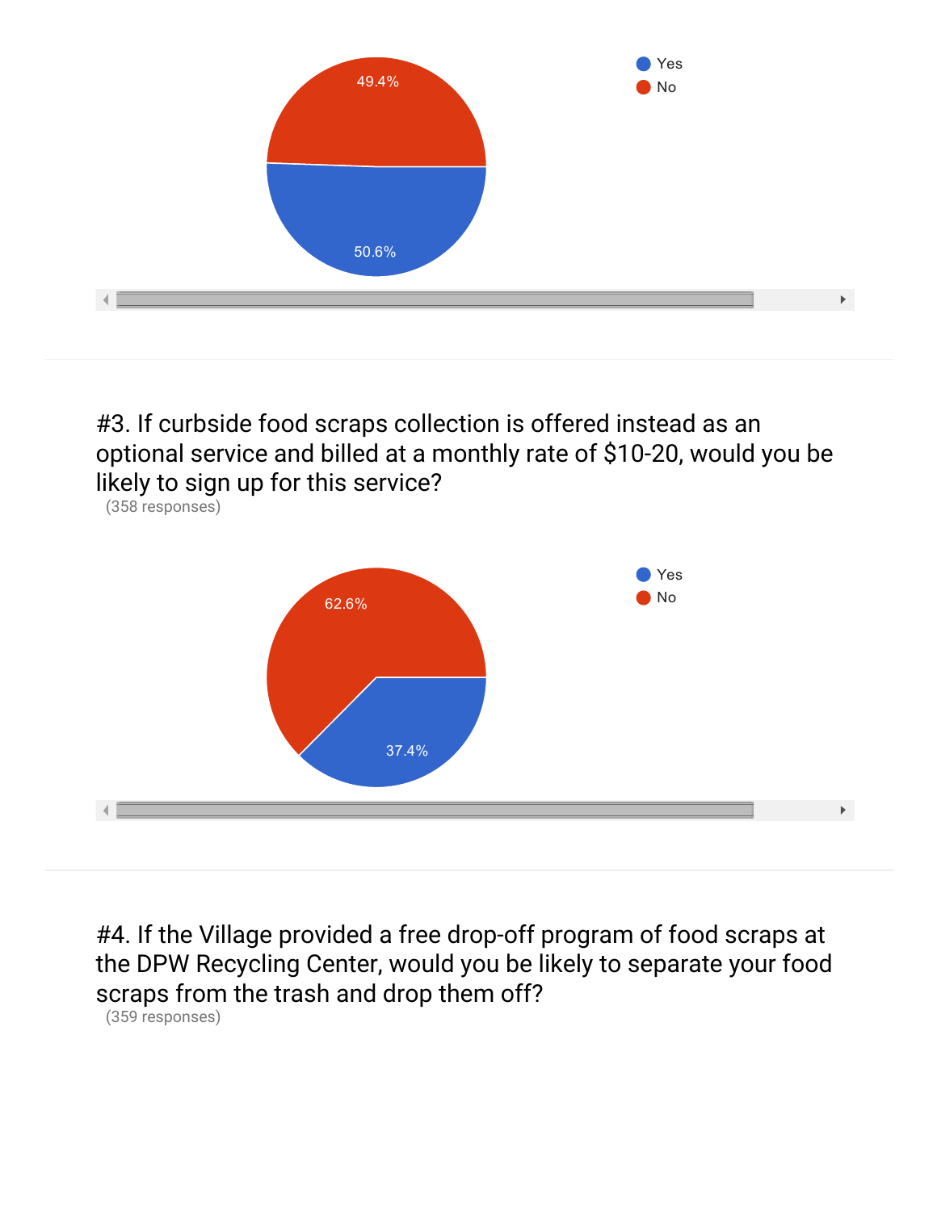| Response | Percentage |
| --- | --- |
| Yes | 50.6% |
| No | 49.4% |

#3. If curbside food scraps collection is offered instead as an optional service and billed at a monthly rate of $10-20, would you be likely to sign up for this service?

(358 responses)

| Response | Percentage |
| --- | --- |
| Yes | 37.4% |
| No | 62.6% |

#4. If the Village provided a free drop-off program of food scraps at the DPW Recycling Center, would you be likely to separate your food scraps from the trash and drop them off?

(359 responses)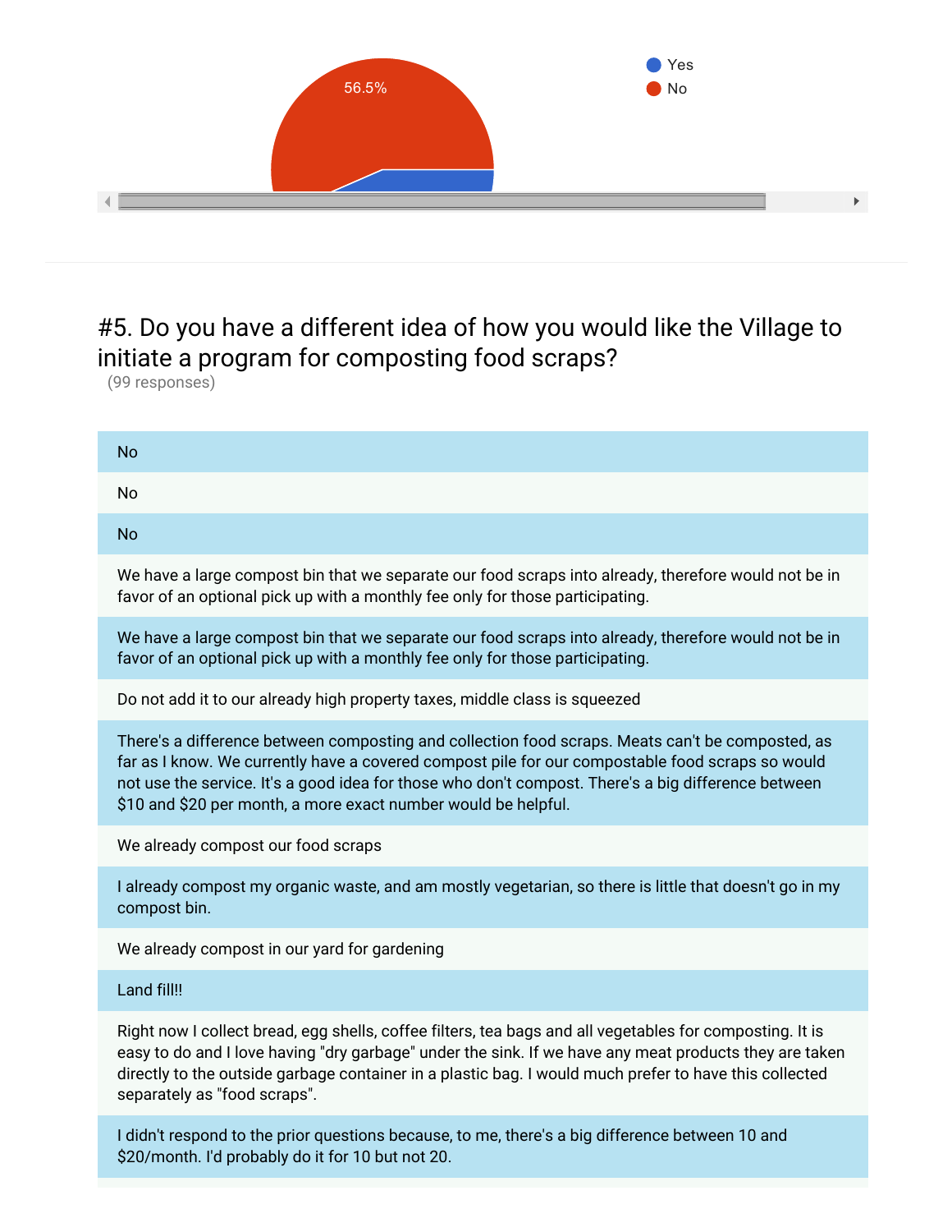56.5%

- Yes
- No

## #5. Do you have a different idea of how you would like the Village to initiate a program for composting food scraps?

(99 responses)

No

No

No

We have a large compost bin that we separate our food scraps into already, therefore would not be in favor of an optional pick up with a monthly fee only for those participating.

We have a large compost bin that we separate our food scraps into already, therefore would not be in favor of an optional pick up with a monthly fee only for those participating.

Do not add it to our already high property taxes, middle class is squeezed

There's a difference between composting and collection food scraps. Meats can't be composted, as far as I know. We currently have a covered compost pile for our compostable food scraps so would not use the service. It's a good idea for those who don't compost. There's a big difference between $10 and $20 per month, a more exact number would be helpful.

We already compost our food scraps

I already compost my organic waste, and am mostly vegetarian, so there is little that doesn't go in my compost bin.

We already compost in our yard for gardening

Land fill!!

Right now I collect bread, egg shells, coffee filters, tea bags and all vegetables for composting. It is easy to do and I love having "dry garbage" under the sink. If we have any meat products they are taken directly to the outside garbage container in a plastic bag. I would much prefer to have this collected separately as "food scraps".

I didn't respond to the prior questions because, to me, there's a big difference between 10 and $20/month. I'd probably do it for 10 but not 20.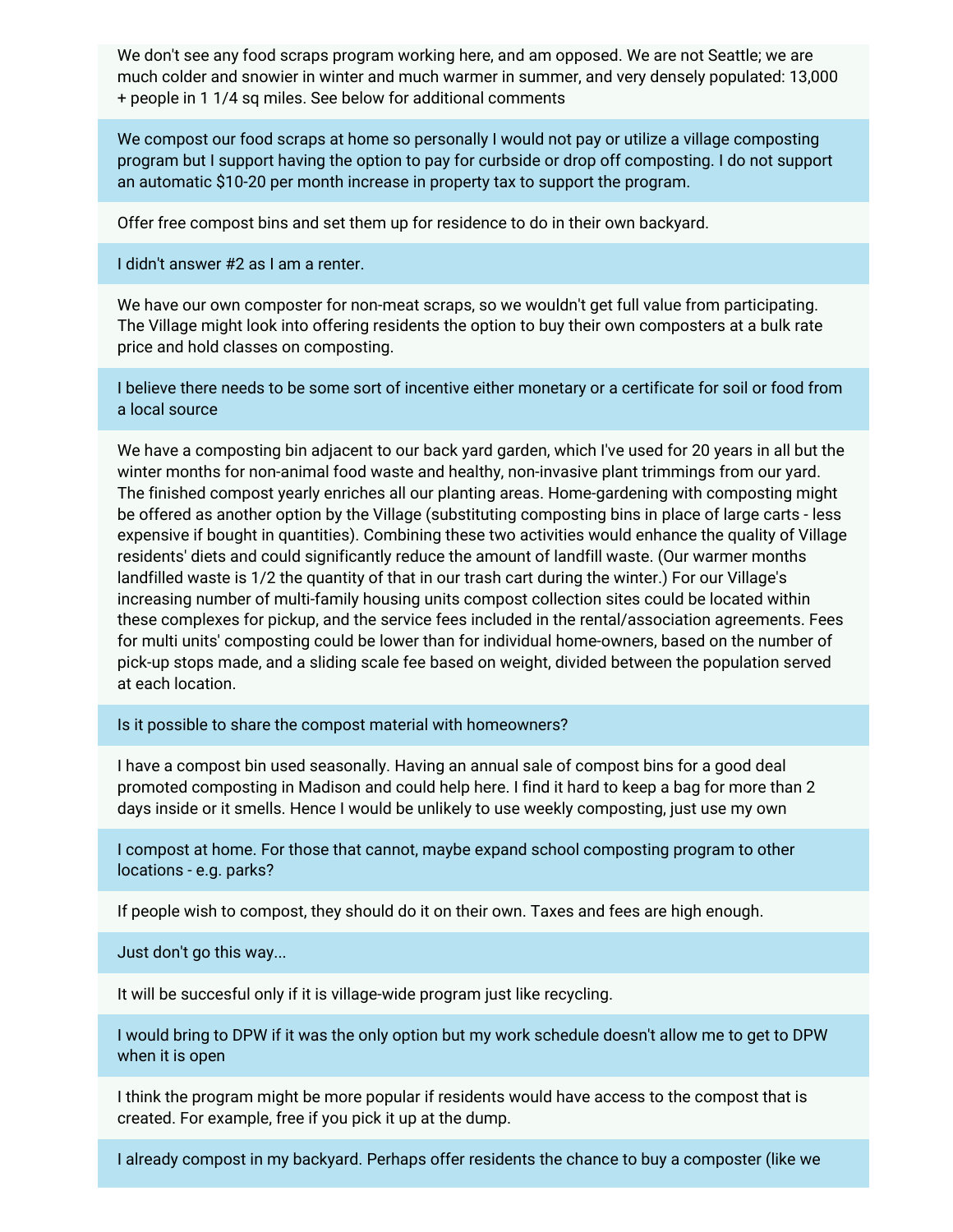We don't see any food scraps program working here, and am opposed. We are not Seattle; we are much colder and snowier in winter and much warmer in summer, and very densely populated: 13,000 + people in 1 1/4 sq miles. See below for additional comments

We compost our food scraps at home so personally I would not pay or utilize a village composting program but I support having the option to pay for curbside or drop off composting. I do not support an automatic $10-20 per month increase in property tax to support the program.

Offer free compost bins and set them up for residence to do in their own backyard.

I didn't answer #2 as I am a renter.

We have our own composter for non-meat scraps, so we wouldn't get full value from participating. The Village might look into offering residents the option to buy their own composters at a bulk rate price and hold classes on composting.

I believe there needs to be some sort of incentive either monetary or a certificate for soil or food from a local source

We have a composting bin adjacent to our back yard garden, which I've used for 20 years in all but the winter months for non-animal food waste and healthy, non-invasive plant trimmings from our yard. The finished compost yearly enriches all our planting areas. Home-gardening with composting might be offered as another option by the Village (substituting composting bins in place of large carts - less expensive if bought in quantities). Combining these two activities would enhance the quality of Village residents' diets and could significantly reduce the amount of landfill waste. (Our warmer months landfilled waste is 1/2 the quantity of that in our trash cart during the winter.) For our Village's increasing number of multi-family housing units compost collection sites could be located within these complexes for pickup, and the service fees included in the rental/association agreements. Fees for multi units' composting could be lower than for individual home-owners, based on the number of pick-up stops made, and a sliding scale fee based on weight, divided between the population served at each location.

Is it possible to share the compost material with homeowners?

I have a compost bin used seasonally. Having an annual sale of compost bins for a good deal promoted composting in Madison and could help here. I find it hard to keep a bag for more than 2 days inside or it smells. Hence I would be unlikely to use weekly composting, just use my own

I compost at home. For those that cannot, maybe expand school composting program to other locations - e.g. parks?

If people wish to compost, they should do it on their own. Taxes and fees are high enough.

Just don't go this way...

It will be succesful only if it is village-wide program just like recycling.

I would bring to DPW if it was the only option but my work schedule doesn't allow me to get to DPW when it is open

I think the program might be more popular if residents would have access to the compost that is created. For example, free if you pick it up at the dump.

I already compost in my backyard. Perhaps offer residents the chance to buy a composter (like we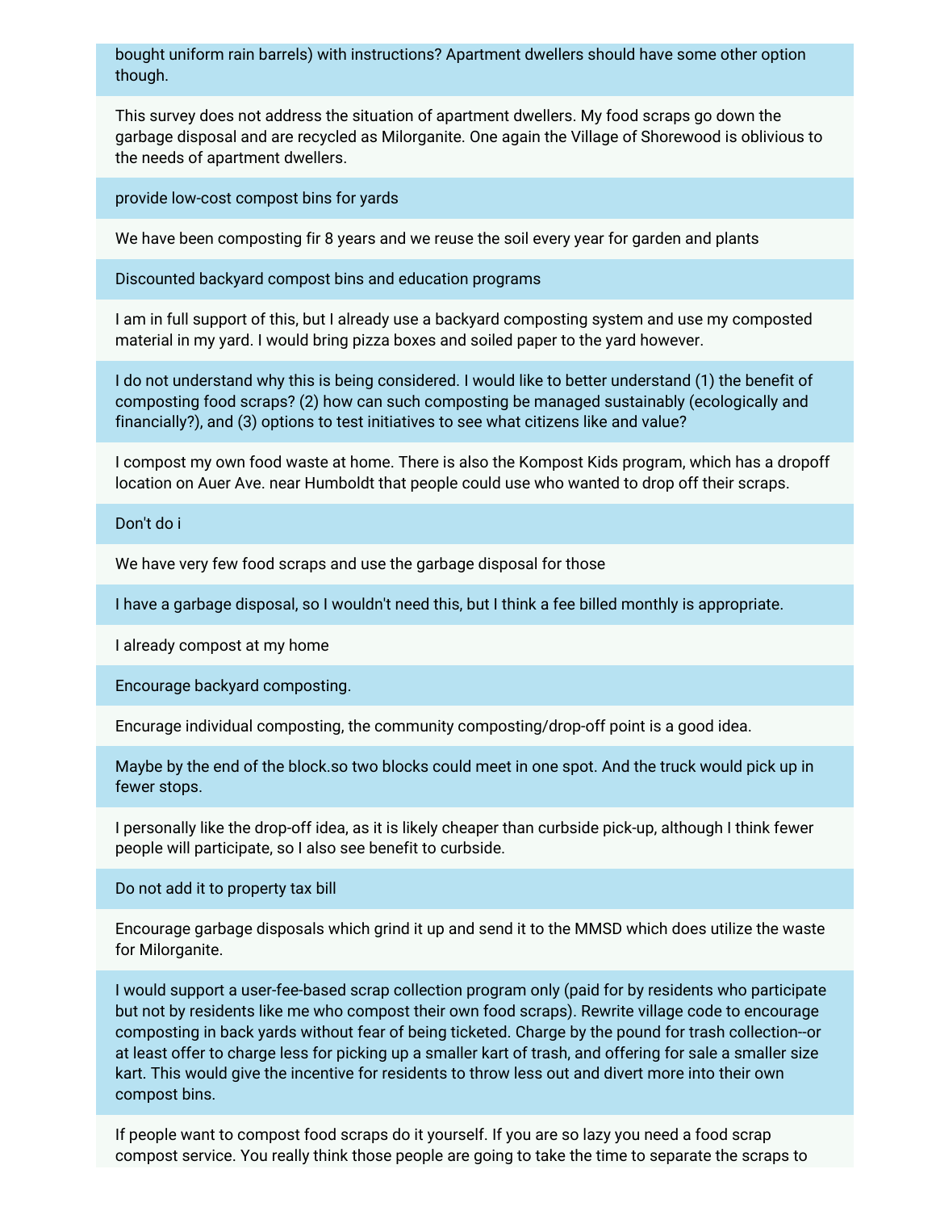bought uniform rain barrels) with instructions? Apartment dwellers should have some other option though.

This survey does not address the situation of apartment dwellers. My food scraps go down the garbage disposal and are recycled as Milorganite. One again the Village of Shorewood is oblivious to the needs of apartment dwellers.

provide low-cost compost bins for yards

We have been composting fir 8 years and we reuse the soil every year for garden and plants

Discounted backyard compost bins and education programs

I am in full support of this, but I already use a backyard composting system and use my composted material in my yard. I would bring pizza boxes and soiled paper to the yard however.

I do not understand why this is being considered. I would like to better understand (1) the benefit of composting food scraps? (2) how can such composting be managed sustainably (ecologically and financially?), and (3) options to test initiatives to see what citizens like and value?

I compost my own food waste at home. There is also the Kompost Kids program, which has a dropoff location on Auer Ave. near Humboldt that people could use who wanted to drop off their scraps.

Don't do i

We have very few food scraps and use the garbage disposal for those

I have a garbage disposal, so I wouldn't need this, but I think a fee billed monthly is appropriate.

I already compost at my home

Encourage backyard composting.

Encurage individual composting, the community composting/drop-off point is a good idea.

Maybe by the end of the block.so two blocks could meet in one spot. And the truck would pick up in fewer stops.

I personally like the drop-off idea, as it is likely cheaper than curbside pick-up, although I think fewer people will participate, so I also see benefit to curbside.

Do not add it to property tax bill

Encourage garbage disposals which grind it up and send it to the MMSD which does utilize the waste for Milorganite.

I would support a user-fee-based scrap collection program only (paid for by residents who participate but not by residents like me who compost their own food scraps). Rewrite village code to encourage composting in back yards without fear of being ticketed. Charge by the pound for trash collection--or at least offer to charge less for picking up a smaller kart of trash, and offering for sale a smaller size kart. This would give the incentive for residents to throw less out and divert more into their own compost bins.

If people want to compost food scraps do it yourself. If you are so lazy you need a food scrap compost service. You really think those people are going to take the time to separate the scraps to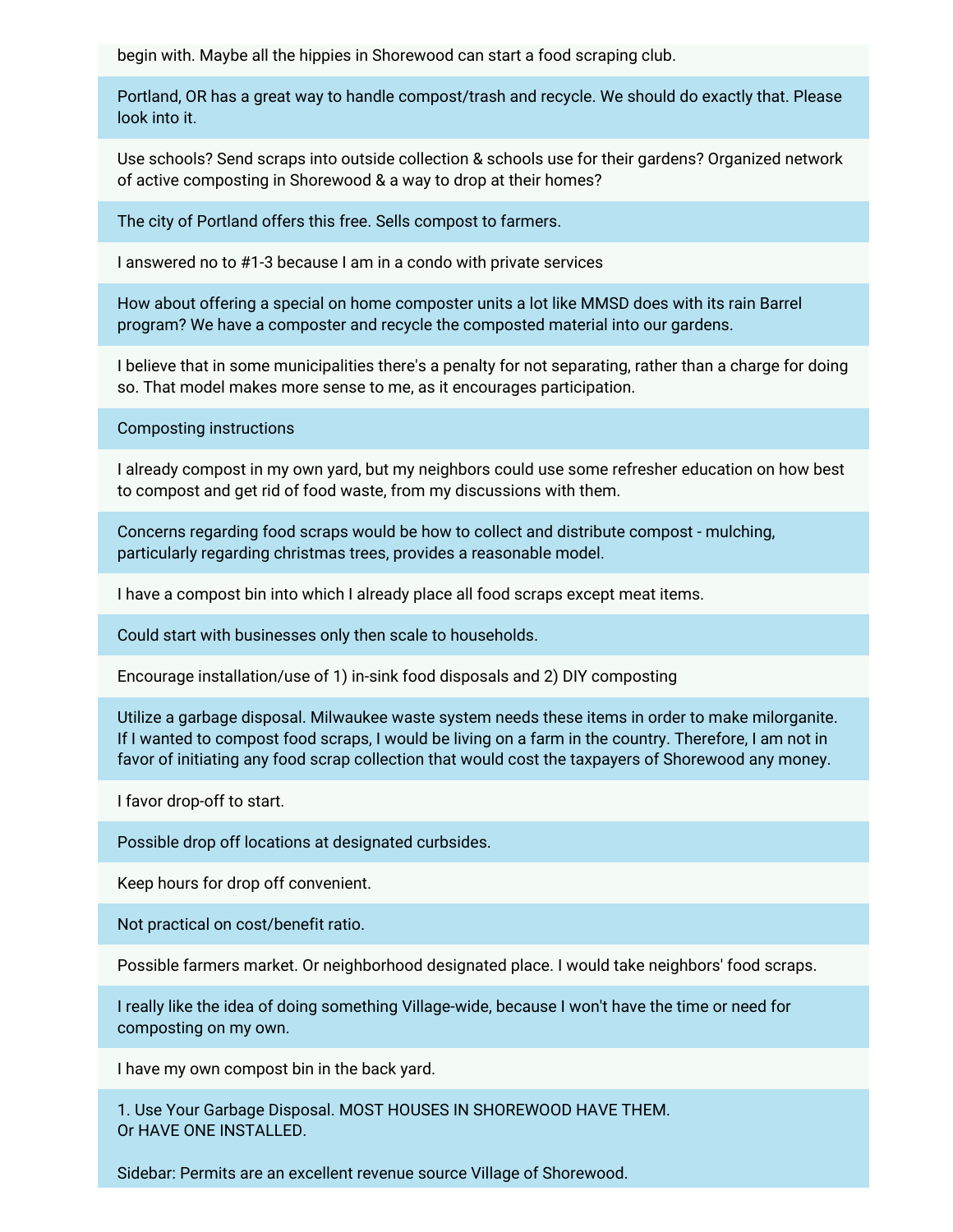begin with. Maybe all the hippies in Shorewood can start a food scraping club.

Portland, OR has a great way to handle compost/trash and recycle. We should do exactly that. Please look into it.

Use schools? Send scraps into outside collection & schools use for their gardens? Organized network of active composting in Shorewood & a way to drop at their homes?

The city of Portland offers this free. Sells compost to farmers.

I answered no to #1-3 because I am in a condo with private services

How about offering a special on home composter units a lot like MMSD does with its rain Barrel program? We have a composter and recycle the composted material into our gardens.

I believe that in some municipalities there's a penalty for not separating, rather than a charge for doing so. That model makes more sense to me, as it encourages participation.

Composting instructions

I already compost in my own yard, but my neighbors could use some refresher education on how best to compost and get rid of food waste, from my discussions with them.

Concerns regarding food scraps would be how to collect and distribute compost - mulching, particularly regarding christmas trees, provides a reasonable model.

I have a compost bin into which I already place all food scraps except meat items.

Could start with businesses only then scale to households.

Encourage installation/use of 1) in-sink food disposals and 2) DIY composting

Utilize a garbage disposal. Milwaukee waste system needs these items in order to make milorganite. If I wanted to compost food scraps, I would be living on a farm in the country. Therefore, I am not in favor of initiating any food scrap collection that would cost the taxpayers of Shorewood any money.

I favor drop-off to start.

Possible drop off locations at designated curbsides.

Keep hours for drop off convenient.

Not practical on cost/benefit ratio.

Possible farmers market. Or neighborhood designated place. I would take neighbors' food scraps.

I really like the idea of doing something Village-wide, because I won't have the time or need for composting on my own.

I have my own compost bin in the back yard.

1. Use Your Garbage Disposal. MOST HOUSES IN SHOREWOOD HAVE THEM.
Or HAVE ONE INSTALLED.

Sidebar: Permits are an excellent revenue source Village of Shorewood.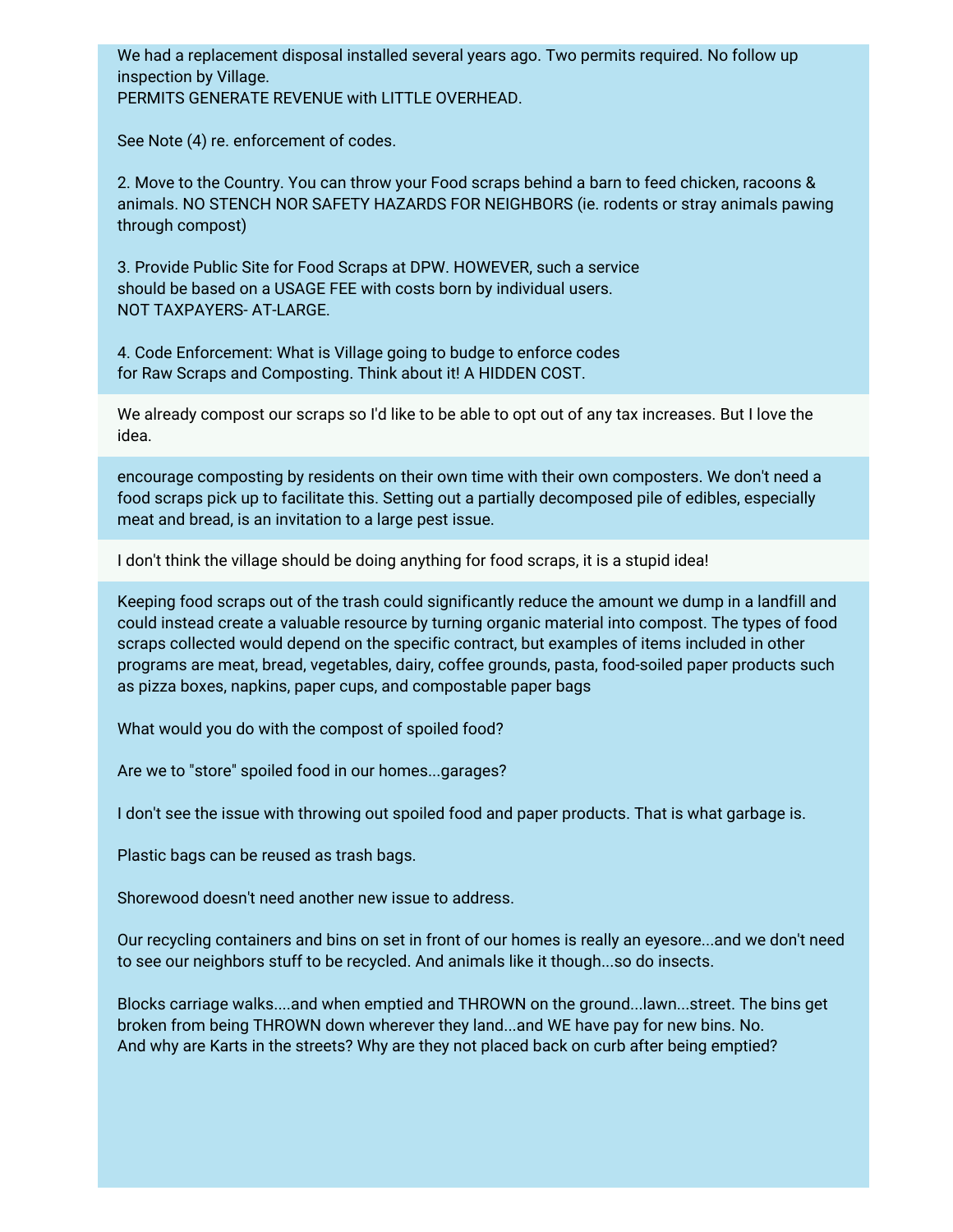We had a replacement disposal installed several years ago. Two permits required. No follow up inspection by Village.
PERMITS GENERATE REVENUE with LITTLE OVERHEAD.

See Note (4) re. enforcement of codes.

2. Move to the Country. You can throw your Food scraps behind a barn to feed chicken, racoons & animals. NO STENCH NOR SAFETY HAZARDS FOR NEIGHBORS (ie. rodents or stray animals pawing through compost)

3. Provide Public Site for Food Scraps at DPW. HOWEVER, such a service should be based on a USAGE FEE with costs born by individual users.
NOT TAXPAYERS- AT-LARGE.

4. Code Enforcement: What is Village going to budge to enforce codes for Raw Scraps and Composting. Think about it! A HIDDEN COST.

---

We already compost our scraps so I'd like to be able to opt out of any tax increases. But I love the idea.

---

encourage composting by residents on their own time with their own composters. We don't need a food scraps pick up to facilitate this. Setting out a partially decomposed pile of edibles, especially meat and bread, is an invitation to a large pest issue.

---

I don't think the village should be doing anything for food scraps, it is a stupid idea!

---

Keeping food scraps out of the trash could significantly reduce the amount we dump in a landfill and could instead create a valuable resource by turning organic material into compost. The types of food scraps collected would depend on the specific contract, but examples of items included in other programs are meat, bread, vegetables, dairy, coffee grounds, pasta, food-soiled paper products such as pizza boxes, napkins, paper cups, and compostable paper bags

What would you do with the compost of spoiled food?

Are we to "store" spoiled food in our homes...garages?

I don't see the issue with throwing out spoiled food and paper products. That is what garbage is.

Plastic bags can be reused as trash bags.

Shorewood doesn't need another new issue to address.

Our recycling containers and bins on set in front of our homes is really an eyesore...and we don't need to see our neighbors stuff to be recycled. And animals like it though...so do insects.

Blocks carriage walks....and when emptied and THROWN on the ground...lawn...street. The bins get broken from being THROWN down wherever they land...and WE have pay for new bins. No.
And why are Karts in the streets? Why are they not placed back on curb after being emptied?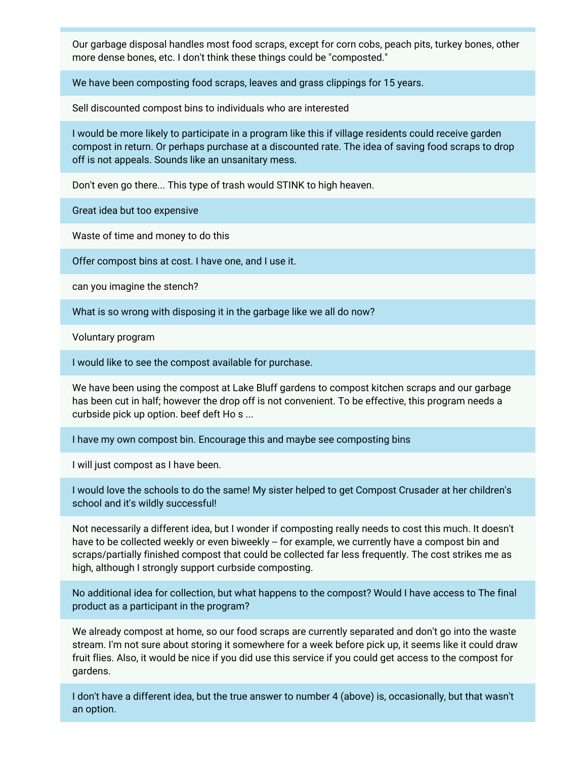| |
|---|
| Our garbage disposal handles most food scraps, except for corn cobs, peach pits, turkey bones, other more dense bones, etc. I don't think these things could be "composted." |
| We have been composting food scraps, leaves and grass clippings for 15 years. |
| Sell discounted compost bins to individuals who are interested |
| I would be more likely to participate in a program like this if village residents could receive garden compost in return. Or perhaps purchase at a discounted rate. The idea of saving food scraps to drop off is not appeals. Sounds like an unsanitary mess. |
| Don't even go there... This type of trash would STINK to high heaven. |
| Great idea but too expensive |
| Waste of time and money to do this |
| Offer compost bins at cost. I have one, and I use it. |
| can you imagine the stench? |
| What is so wrong with disposing it in the garbage like we all do now? |
| Voluntary program |
| I would like to see the compost available for purchase. |
| We have been using the compost at Lake Bluff gardens to compost kitchen scraps and our garbage has been cut in half; however the drop off is not convenient. To be effective, this program needs a curbside pick up option. beef deft Ho s ... |
| I have my own compost bin. Encourage this and maybe see composting bins |
| I will just compost as I have been. |
| I would love the schools to do the same! My sister helped to get Compost Crusader at her children's school and it's wildly successful! |
| Not necessarily a different idea, but I wonder if composting really needs to cost this much. It doesn't have to be collected weekly or even biweekly -- for example, we currently have a compost bin and scraps/partially finished compost that could be collected far less frequently. The cost strikes me as high, although I strongly support curbside composting. |
| No additional idea for collection, but what happens to the compost? Would I have access to The final product as a participant in the program? |
| We already compost at home, so our food scraps are currently separated and don't go into the waste stream. I'm not sure about storing it somewhere for a week before pick up, it seems like it could draw fruit flies. Also, it would be nice if you did use this service if you could get access to the compost for gardens. |
| I don't have a different idea, but the true answer to number 4 (above) is, occasionally, but that wasn't an option. |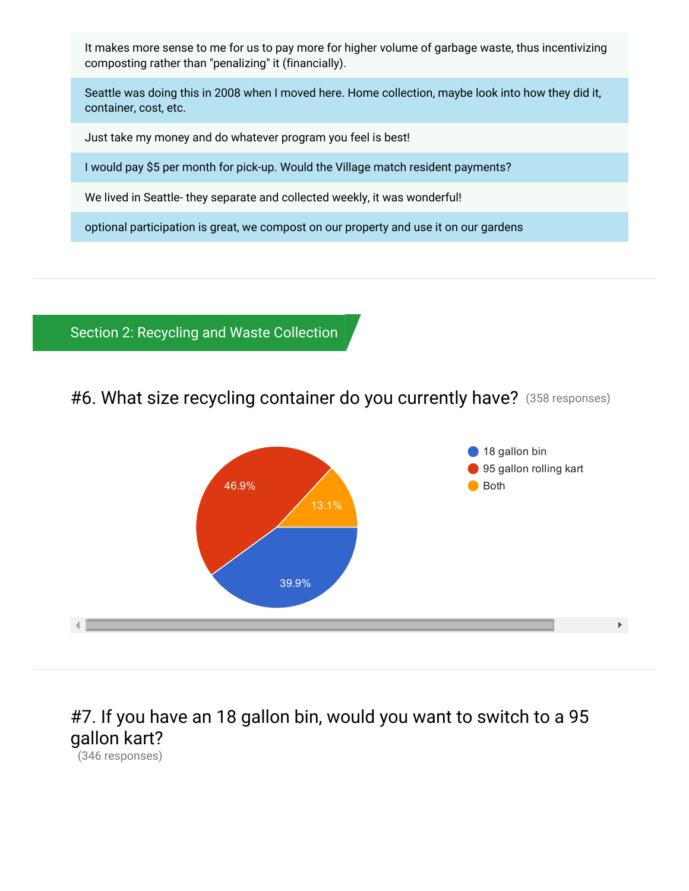It makes more sense to me for us to pay more for higher volume of garbage waste, thus incentivizing composting rather than "penalizing" it (financially).

Seattle was doing this in 2008 when I moved here. Home collection, maybe look into how they did it, container, cost, etc.

Just take my money and do whatever program you feel is best!

I would pay $5 per month for pick-up. Would the Village match resident payments?

We lived in Seattle- they separate and collected weekly, it was wonderful!

optional participation is great, we compost on our property and use it on our gardens

## Section 2: Recycling and Waste Collection

### #6. What size recycling container do you currently have? (358 responses)

| Response | Percentage |
| --- | --- |
| 18 gallon bin | 39.9% |
| 95 gallon rolling kart | 46.9% |
| Both | 13.1% |

### #7. If you have an 18 gallon bin, would you want to switch to a 95 gallon kart?

(346 responses)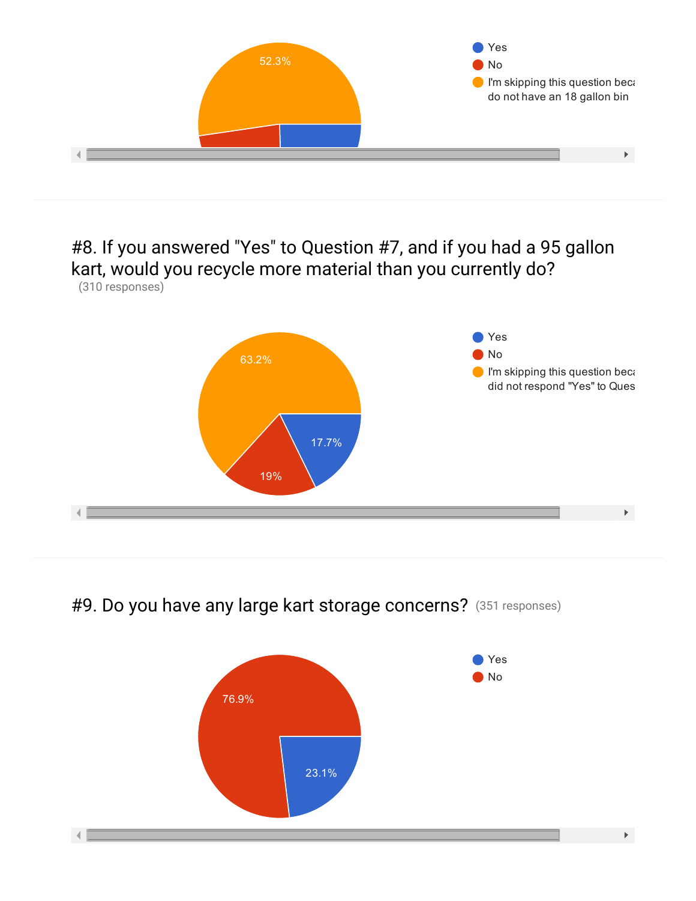52.3%

- Yes
- No
- I'm skipping this question beca do not have an 18 gallon bin

#8. If you answered "Yes" to Question #7, and if you had a 95 gallon kart, would you recycle more material than you currently do?

(310 responses)

63.2%

17.7%

19%

- Yes
- No
- I'm skipping this question beca did not respond "Yes" to Ques

#9. Do you have any large kart storage concerns? (351 responses)

76.9%

23.1%

- Yes
- No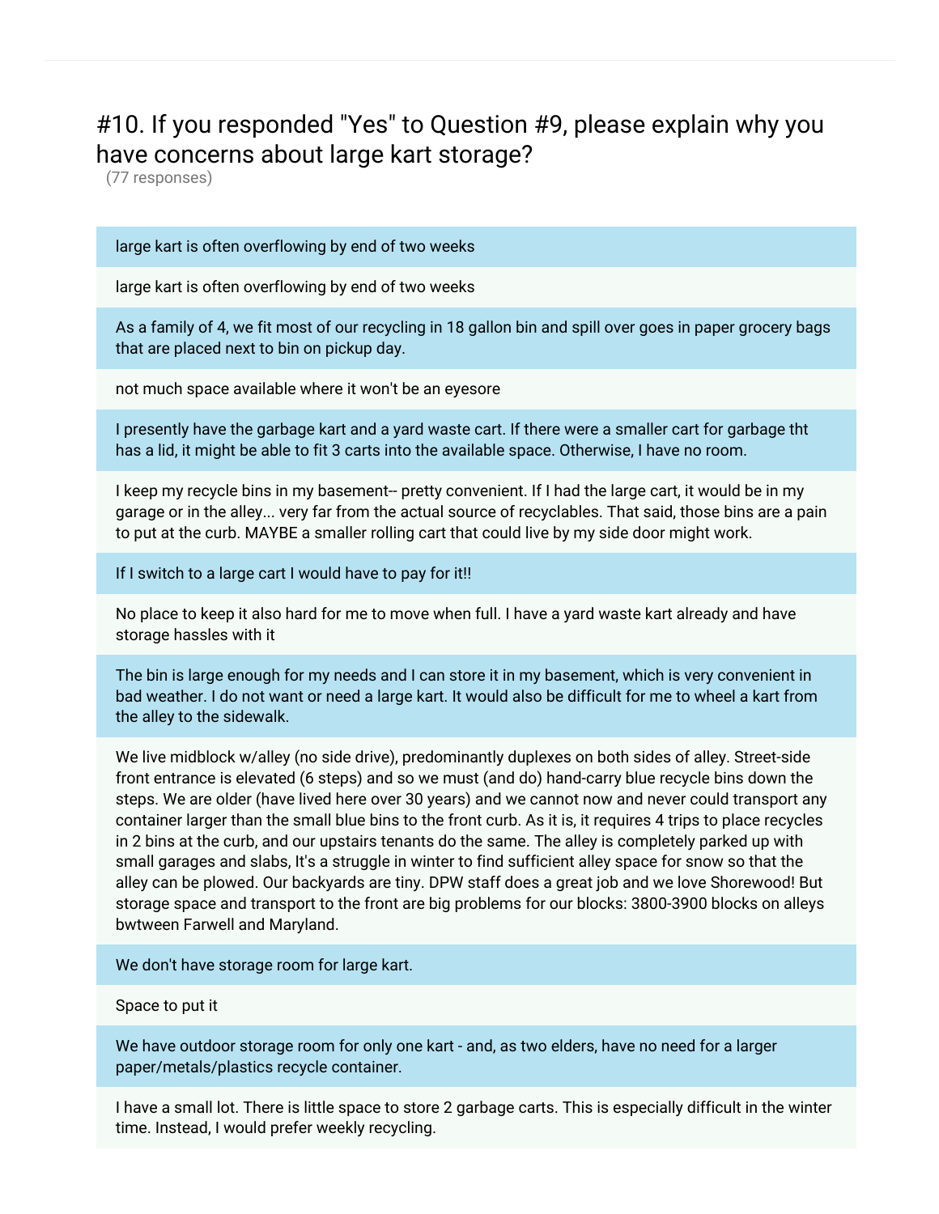# #10. If you responded "Yes" to Question #9, please explain why you have concerns about large kart storage?

(77 responses)

large kart is often overflowing by end of two weeks

large kart is often overflowing by end of two weeks

As a family of 4, we fit most of our recycling in 18 gallon bin and spill over goes in paper grocery bags that are placed next to bin on pickup day.

not much space available where it won't be an eyesore

I presently have the garbage kart and a yard waste cart. If there were a smaller cart for garbage tht has a lid, it might be able to fit 3 carts into the available space. Otherwise, I have no room.

I keep my recycle bins in my basement-- pretty convenient. If I had the large cart, it would be in my garage or in the alley... very far from the actual source of recyclables. That said, those bins are a pain to put at the curb. MAYBE a smaller rolling cart that could live by my side door might work.

If I switch to a large cart I would have to pay for it!!

No place to keep it also hard for me to move when full. I have a yard waste kart already and have storage hassles with it

The bin is large enough for my needs and I can store it in my basement, which is very convenient in bad weather. I do not want or need a large kart. It would also be difficult for me to wheel a kart from the alley to the sidewalk.

We live midblock w/alley (no side drive), predominantly duplexes on both sides of alley. Street-side front entrance is elevated (6 steps) and so we must (and do) hand-carry blue recycle bins down the steps. We are older (have lived here over 30 years) and we cannot now and never could transport any container larger than the small blue bins to the front curb. As it is, it requires 4 trips to place recycles in 2 bins at the curb, and our upstairs tenants do the same. The alley is completely parked up with small garages and slabs, It's a struggle in winter to find sufficient alley space for snow so that the alley can be plowed. Our backyards are tiny. DPW staff does a great job and we love Shorewood! But storage space and transport to the front are big problems for our blocks: 3800-3900 blocks on alleys bwtween Farwell and Maryland.

We don't have storage room for large kart.

Space to put it

We have outdoor storage room for only one kart - and, as two elders, have no need for a larger paper/metals/plastics recycle container.

I have a small lot. There is little space to store 2 garbage carts. This is especially difficult in the winter time. Instead, I would prefer weekly recycling.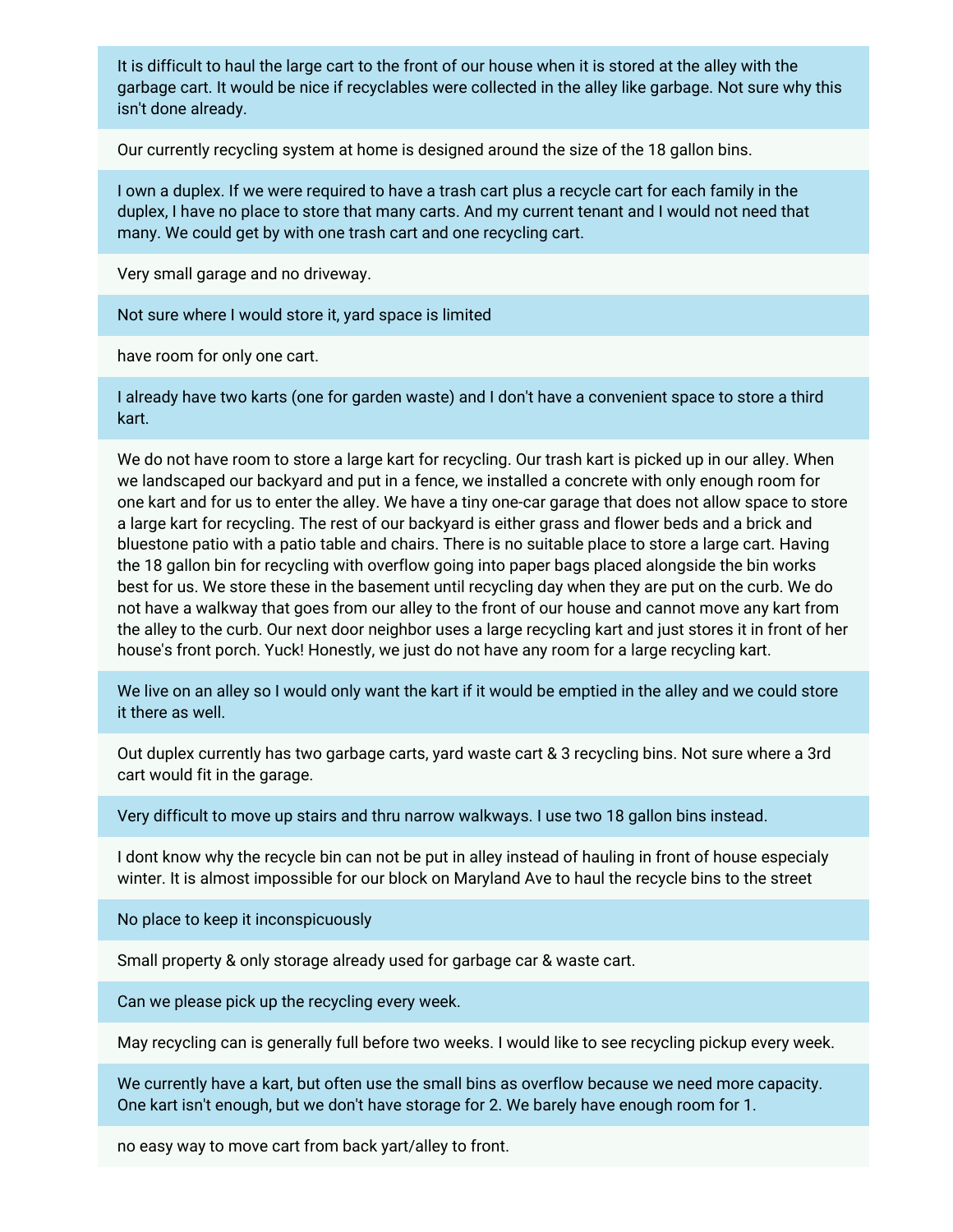It is difficult to haul the large cart to the front of our house when it is stored at the alley with the garbage cart. It would be nice if recyclables were collected in the alley like garbage. Not sure why this isn't done already.

Our currently recycling system at home is designed around the size of the 18 gallon bins.

I own a duplex. If we were required to have a trash cart plus a recycle cart for each family in the duplex, I have no place to store that many carts. And my current tenant and I would not need that many. We could get by with one trash cart and one recycling cart.

Very small garage and no driveway.

Not sure where I would store it, yard space is limited

have room for only one cart.

I already have two karts (one for garden waste) and I don't have a convenient space to store a third kart.

We do not have room to store a large kart for recycling. Our trash kart is picked up in our alley. When we landscaped our backyard and put in a fence, we installed a concrete with only enough room for one kart and for us to enter the alley. We have a tiny one-car garage that does not allow space to store a large kart for recycling. The rest of our backyard is either grass and flower beds and a brick and bluestone patio with a patio table and chairs. There is no suitable place to store a large cart. Having the 18 gallon bin for recycling with overflow going into paper bags placed alongside the bin works best for us. We store these in the basement until recycling day when they are put on the curb. We do not have a walkway that goes from our alley to the front of our house and cannot move any kart from the alley to the curb. Our next door neighbor uses a large recycling kart and just stores it in front of her house's front porch. Yuck! Honestly, we just do not have any room for a large recycling kart.

We live on an alley so I would only want the kart if it would be emptied in the alley and we could store it there as well.

Out duplex currently has two garbage carts, yard waste cart & 3 recycling bins. Not sure where a 3rd cart would fit in the garage.

Very difficult to move up stairs and thru narrow walkways. I use two 18 gallon bins instead.

I dont know why the recycle bin can not be put in alley instead of hauling in front of house especialy winter. It is almost impossible for our block on Maryland Ave to haul the recycle bins to the street

No place to keep it inconspicuously

Small property & only storage already used for garbage car & waste cart.

Can we please pick up the recycling every week.

May recycling can is generally full before two weeks. I would like to see recycling pickup every week.

We currently have a kart, but often use the small bins as overflow because we need more capacity. One kart isn't enough, but we don't have storage for 2. We barely have enough room for 1.

no easy way to move cart from back yart/alley to front.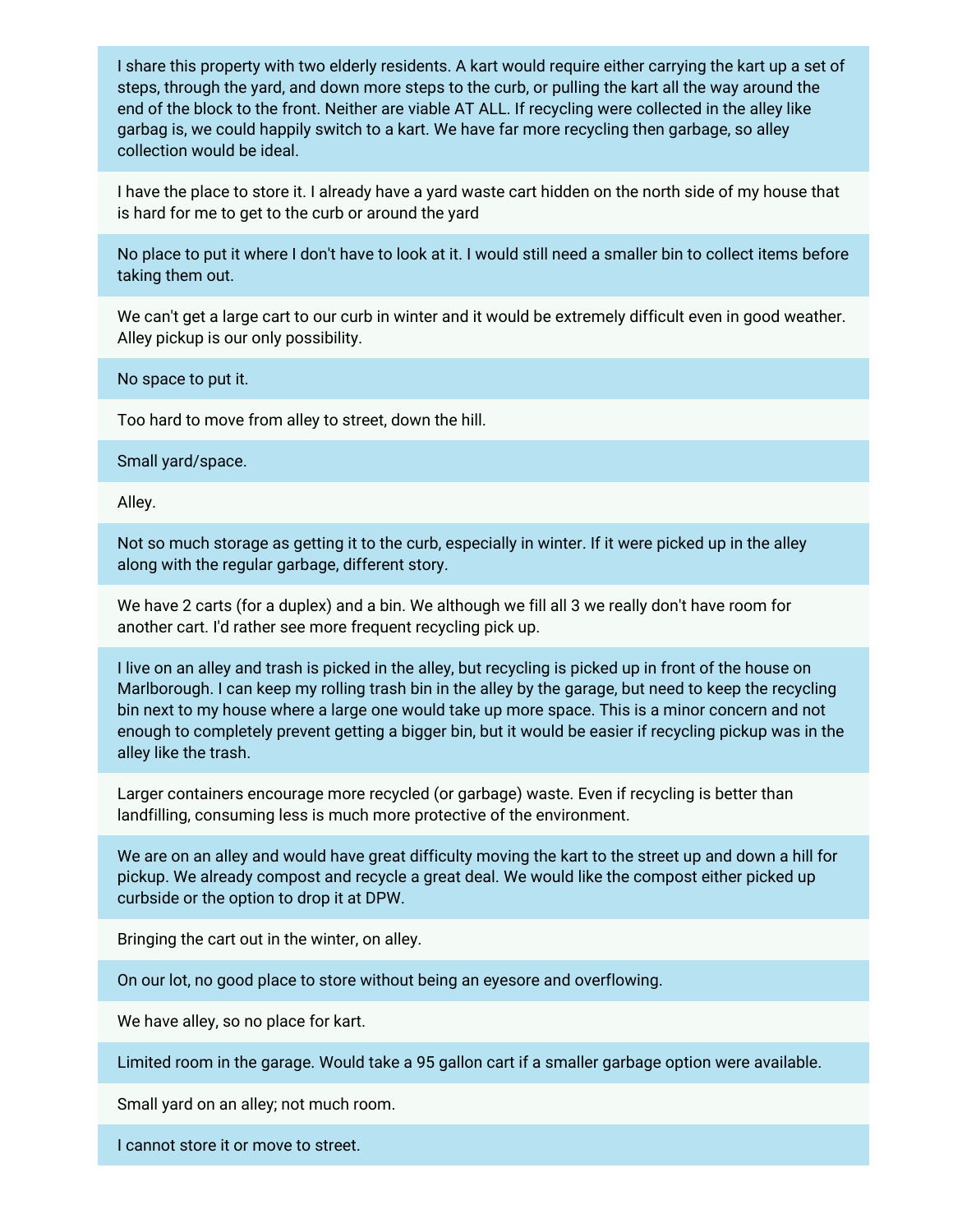I share this property with two elderly residents. A kart would require either carrying the kart up a set of steps, through the yard, and down more steps to the curb, or pulling the kart all the way around the end of the block to the front. Neither are viable AT ALL. If recycling were collected in the alley like garbag is, we could happily switch to a kart. We have far more recycling then garbage, so alley collection would be ideal.

I have the place to store it. I already have a yard waste cart hidden on the north side of my house that is hard for me to get to the curb or around the yard

No place to put it where I don't have to look at it. I would still need a smaller bin to collect items before taking them out.

We can't get a large cart to our curb in winter and it would be extremely difficult even in good weather. Alley pickup is our only possibility.

No space to put it.

Too hard to move from alley to street, down the hill.

Small yard/space.

Alley.

Not so much storage as getting it to the curb, especially in winter. If it were picked up in the alley along with the regular garbage, different story.

We have 2 carts (for a duplex) and a bin. We although we fill all 3 we really don't have room for another cart. I'd rather see more frequent recycling pick up.

I live on an alley and trash is picked in the alley, but recycling is picked up in front of the house on Marlborough. I can keep my rolling trash bin in the alley by the garage, but need to keep the recycling bin next to my house where a large one would take up more space. This is a minor concern and not enough to completely prevent getting a bigger bin, but it would be easier if recycling pickup was in the alley like the trash.

Larger containers encourage more recycled (or garbage) waste. Even if recycling is better than landfilling, consuming less is much more protective of the environment.

We are on an alley and would have great difficulty moving the kart to the street up and down a hill for pickup. We already compost and recycle a great deal. We would like the compost either picked up curbside or the option to drop it at DPW.

Bringing the cart out in the winter, on alley.

On our lot, no good place to store without being an eyesore and overflowing.

We have alley, so no place for kart.

Limited room in the garage. Would take a 95 gallon cart if a smaller garbage option were available.

Small yard on an alley; not much room.

I cannot store it or move to street.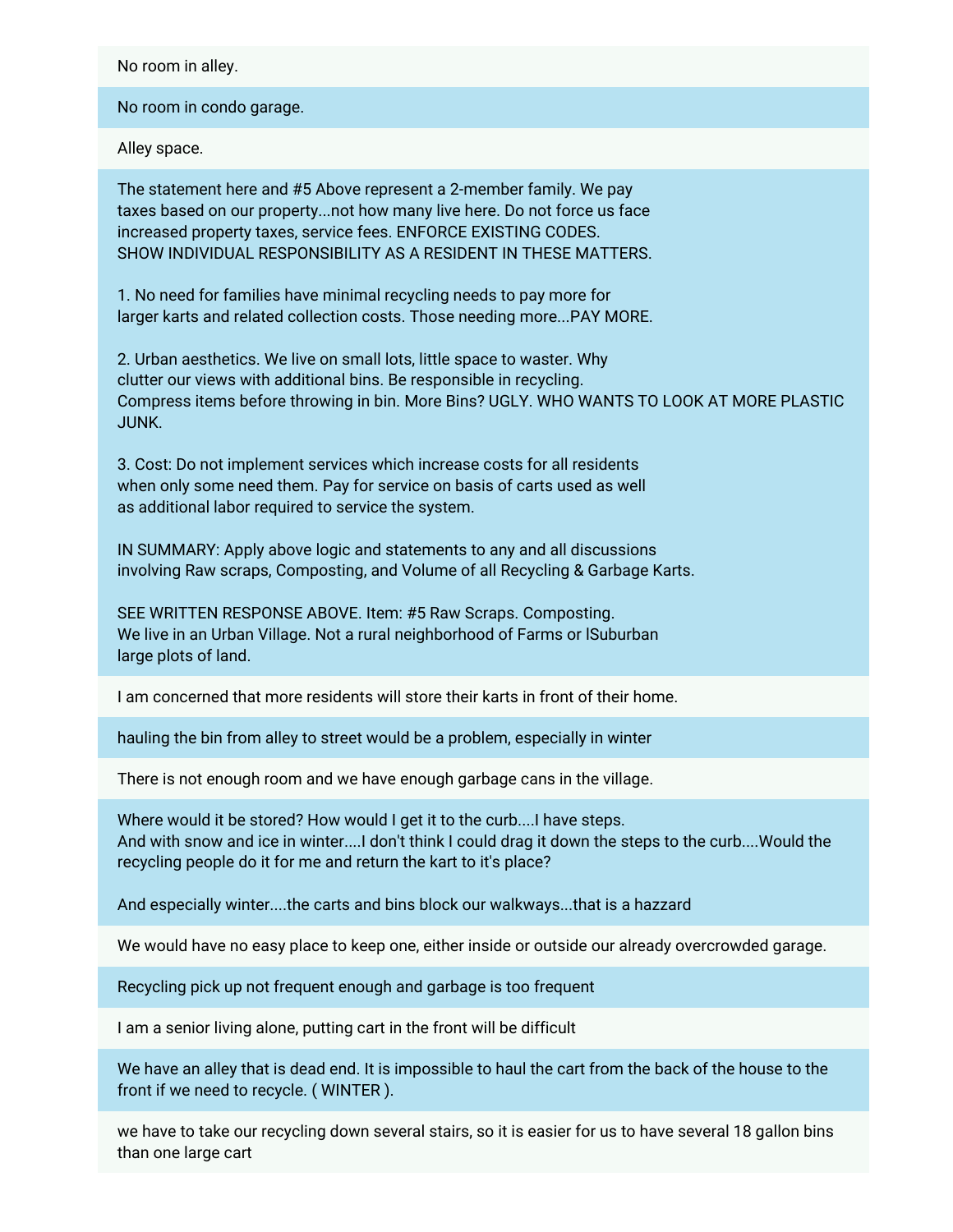No room in alley.

No room in condo garage.

Alley space.

The statement here and #5 Above represent a 2-member family. We pay taxes based on our property...not how many live here. Do not force us face increased property taxes, service fees. ENFORCE EXISTING CODES. SHOW INDIVIDUAL RESPONSIBILITY AS A RESIDENT IN THESE MATTERS.

1. No need for families have minimal recycling needs to pay more for larger karts and related collection costs. Those needing more...PAY MORE.

2. Urban aesthetics. We live on small lots, little space to waster. Why clutter our views with additional bins. Be responsible in recycling. Compress items before throwing in bin. More Bins? UGLY. WHO WANTS TO LOOK AT MORE PLASTIC JUNK.

3. Cost: Do not implement services which increase costs for all residents when only some need them. Pay for service on basis of carts used as well as additional labor required to service the system.

IN SUMMARY: Apply above logic and statements to any and all discussions involving Raw scraps, Composting, and Volume of all Recycling & Garbage Karts.

SEE WRITTEN RESPONSE ABOVE. Item: #5 Raw Scraps. Composting. We live in an Urban Village. Not a rural neighborhood of Farms or lSuburban large plots of land.

I am concerned that more residents will store their karts in front of their home.

hauling the bin from alley to street would be a problem, especially in winter

There is not enough room and we have enough garbage cans in the village.

Where would it be stored? How would I get it to the curb....I have steps. And with snow and ice in winter....I don't think I could drag it down the steps to the curb....Would the recycling people do it for me and return the kart to it's place?

And especially winter....the carts and bins block our walkways...that is a hazzard

We would have no easy place to keep one, either inside or outside our already overcrowded garage.

Recycling pick up not frequent enough and garbage is too frequent

I am a senior living alone, putting cart in the front will be difficult

We have an alley that is dead end. It is impossible to haul the cart from the back of the house to the front if we need to recycle. ( WINTER ).

we have to take our recycling down several stairs, so it is easier for us to have several 18 gallon bins than one large cart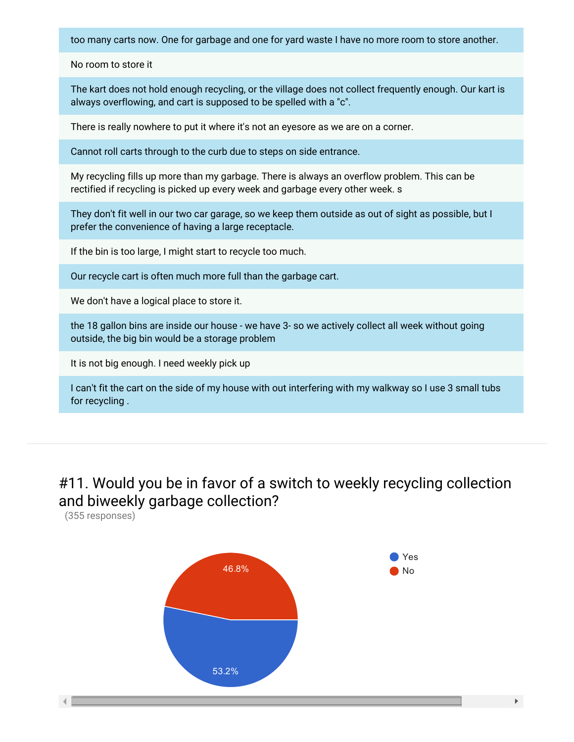| |
|---|
| too many carts now. One for garbage and one for yard waste I have no more room to store another. |
| No room to store it |
| The kart does not hold enough recycling, or the village does not collect frequently enough. Our kart is always overflowing, and cart is supposed to be spelled with a "c". |
| There is really nowhere to put it where it's not an eyesore as we are on a corner. |
| Cannot roll carts through to the curb due to steps on side entrance. |
| My recycling fills up more than my garbage. There is always an overflow problem. This can be rectified if recycling is picked up every week and garbage every other week. s |
| They don't fit well in our two car garage, so we keep them outside as out of sight as possible, but I prefer the convenience of having a large receptacle. |
| If the bin is too large, I might start to recycle too much. |
| Our recycle cart is often much more full than the garbage cart. |
| We don't have a logical place to store it. |
| the 18 gallon bins are inside our house - we have 3- so we actively collect all week without going outside, the big bin would be a storage problem |
| It is not big enough. I need weekly pick up |
| I can't fit the cart on the side of my house with out interfering with my walkway so I use 3 small tubs for recycling . |

## #11. Would you be in favor of a switch to weekly recycling collection and biweekly garbage collection?

(355 responses)

| Response | Percentage |
|---|---|
| Yes | 53.2% |
| No | 46.8% |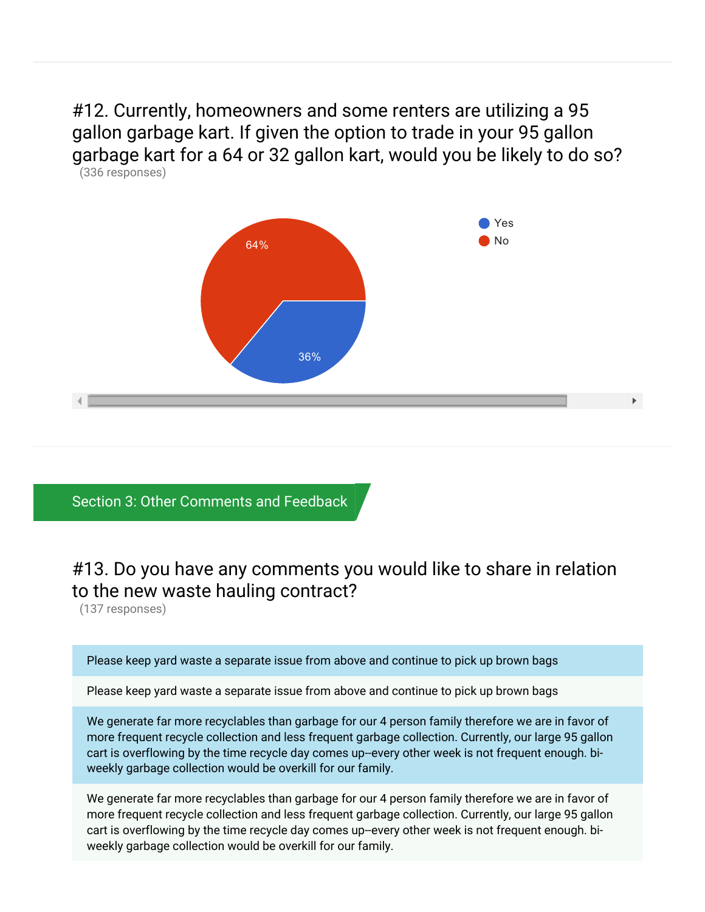### #12. Currently, homeowners and some renters are utilizing a 95 gallon garbage kart. If given the option to trade in your 95 gallon garbage kart for a 64 or 32 gallon kart, would you be likely to do so?

(336 responses)

- Yes: 36%
- No: 64%

## Section 3: Other Comments and Feedback

### #13. Do you have any comments you would like to share in relation to the new waste hauling contract?

(137 responses)

Please keep yard waste a separate issue from above and continue to pick up brown bags

Please keep yard waste a separate issue from above and continue to pick up brown bags

We generate far more recyclables than garbage for our 4 person family therefore we are in favor of more frequent recycle collection and less frequent garbage collection. Currently, our large 95 gallon cart is overflowing by the time recycle day comes up--every other week is not frequent enough. bi-weekly garbage collection would be overkill for our family.

We generate far more recyclables than garbage for our 4 person family therefore we are in favor of more frequent recycle collection and less frequent garbage collection. Currently, our large 95 gallon cart is overflowing by the time recycle day comes up--every other week is not frequent enough. bi-weekly garbage collection would be overkill for our family.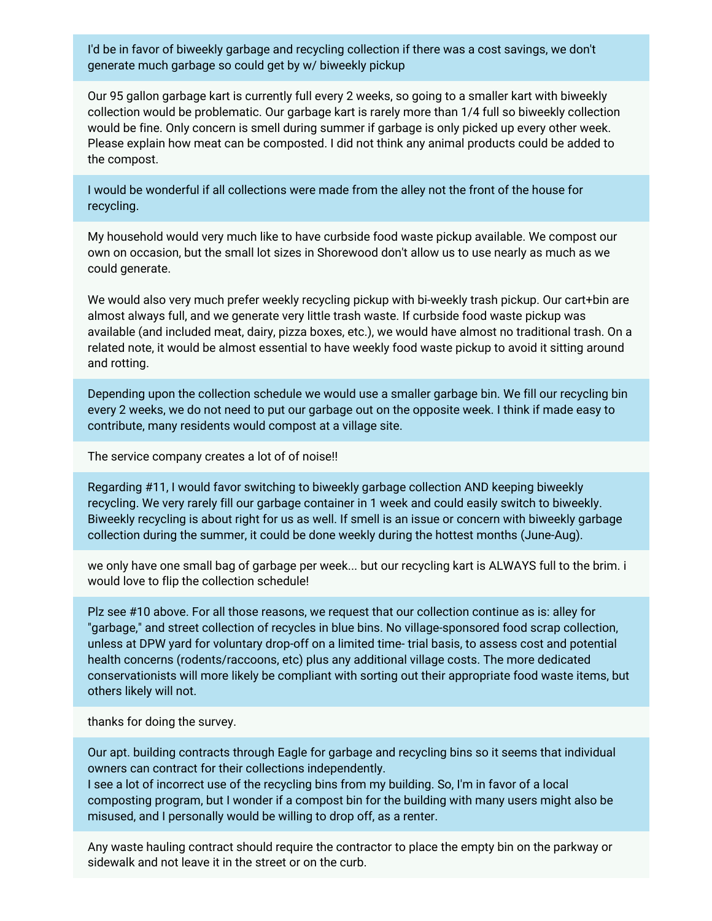I'd be in favor of biweekly garbage and recycling collection if there was a cost savings, we don't generate much garbage so could get by w/ biweekly pickup

Our 95 gallon garbage kart is currently full every 2 weeks, so going to a smaller kart with biweekly collection would be problematic. Our garbage kart is rarely more than 1/4 full so biweekly collection would be fine. Only concern is smell during summer if garbage is only picked up every other week. Please explain how meat can be composted. I did not think any animal products could be added to the compost.

I would be wonderful if all collections were made from the alley not the front of the house for recycling.

My household would very much like to have curbside food waste pickup available. We compost our own on occasion, but the small lot sizes in Shorewood don't allow us to use nearly as much as we could generate.

We would also very much prefer weekly recycling pickup with bi-weekly trash pickup. Our cart+bin are almost always full, and we generate very little trash waste. If curbside food waste pickup was available (and included meat, dairy, pizza boxes, etc.), we would have almost no traditional trash. On a related note, it would be almost essential to have weekly food waste pickup to avoid it sitting around and rotting.

Depending upon the collection schedule we would use a smaller garbage bin. We fill our recycling bin every 2 weeks, we do not need to put our garbage out on the opposite week. I think if made easy to contribute, many residents would compost at a village site.

The service company creates a lot of of noise!!

Regarding #11, I would favor switching to biweekly garbage collection AND keeping biweekly recycling. We very rarely fill our garbage container in 1 week and could easily switch to biweekly. Biweekly recycling is about right for us as well. If smell is an issue or concern with biweekly garbage collection during the summer, it could be done weekly during the hottest months (June-Aug).

we only have one small bag of garbage per week... but our recycling kart is ALWAYS full to the brim. i would love to flip the collection schedule!

Plz see #10 above. For all those reasons, we request that our collection continue as is: alley for "garbage," and street collection of recycles in blue bins. No village-sponsored food scrap collection, unless at DPW yard for voluntary drop-off on a limited time- trial basis, to assess cost and potential health concerns (rodents/raccoons, etc) plus any additional village costs. The more dedicated conservationists will more likely be compliant with sorting out their appropriate food waste items, but others likely will not.

thanks for doing the survey.

Our apt. building contracts through Eagle for garbage and recycling bins so it seems that individual owners can contract for their collections independently.
I see a lot of incorrect use of the recycling bins from my building. So, I'm in favor of a local composting program, but I wonder if a compost bin for the building with many users might also be misused, and I personally would be willing to drop off, as a renter.

Any waste hauling contract should require the contractor to place the empty bin on the parkway or sidewalk and not leave it in the street or on the curb.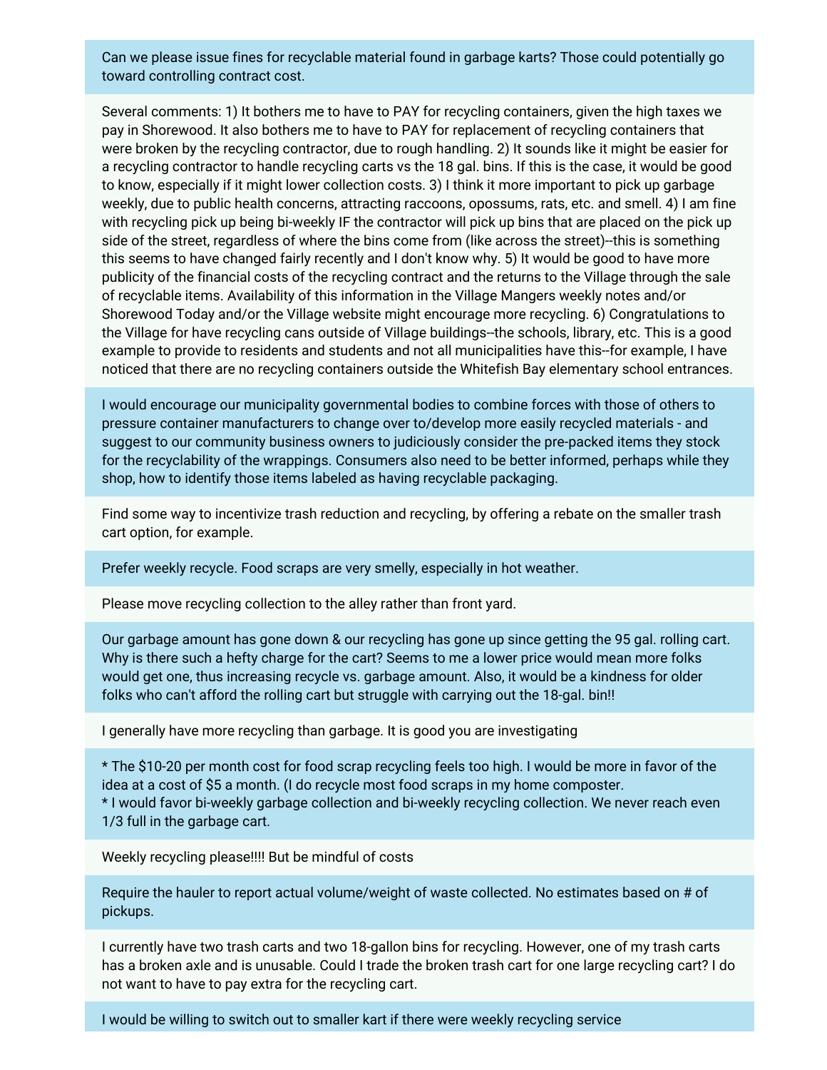Can we please issue fines for recyclable material found in garbage karts? Those could potentially go toward controlling contract cost.

Several comments: 1) It bothers me to have to PAY for recycling containers, given the high taxes we pay in Shorewood. It also bothers me to have to PAY for replacement of recycling containers that were broken by the recycling contractor, due to rough handling. 2) It sounds like it might be easier for a recycling contractor to handle recycling carts vs the 18 gal. bins. If this is the case, it would be good to know, especially if it might lower collection costs. 3) I think it more important to pick up garbage weekly, due to public health concerns, attracting raccoons, opossums, rats, etc. and smell. 4) I am fine with recycling pick up being bi-weekly IF the contractor will pick up bins that are placed on the pick up side of the street, regardless of where the bins come from (like across the street)--this is something this seems to have changed fairly recently and I don't know why. 5) It would be good to have more publicity of the financial costs of the recycling contract and the returns to the Village through the sale of recyclable items. Availability of this information in the Village Mangers weekly notes and/or Shorewood Today and/or the Village website might encourage more recycling. 6) Congratulations to the Village for have recycling cans outside of Village buildings--the schools, library, etc. This is a good example to provide to residents and students and not all municipalities have this--for example, I have noticed that there are no recycling containers outside the Whitefish Bay elementary school entrances.

I would encourage our municipality governmental bodies to combine forces with those of others to pressure container manufacturers to change over to/develop more easily recycled materials - and suggest to our community business owners to judiciously consider the pre-packed items they stock for the recyclability of the wrappings. Consumers also need to be better informed, perhaps while they shop, how to identify those items labeled as having recyclable packaging.

Find some way to incentivize trash reduction and recycling, by offering a rebate on the smaller trash cart option, for example.

Prefer weekly recycle. Food scraps are very smelly, especially in hot weather.

Please move recycling collection to the alley rather than front yard.

Our garbage amount has gone down & our recycling has gone up since getting the 95 gal. rolling cart. Why is there such a hefty charge for the cart? Seems to me a lower price would mean more folks would get one, thus increasing recycle vs. garbage amount. Also, it would be a kindness for older folks who can't afford the rolling cart but struggle with carrying out the 18-gal. bin!!

I generally have more recycling than garbage. It is good you are investigating

* The $10-20 per month cost for food scrap recycling feels too high. I would be more in favor of the idea at a cost of $5 a month. (I do recycle most food scraps in my home composter.
* I would favor bi-weekly garbage collection and bi-weekly recycling collection. We never reach even 1/3 full in the garbage cart.

Weekly recycling please!!!! But be mindful of costs

Require the hauler to report actual volume/weight of waste collected. No estimates based on # of pickups.

I currently have two trash carts and two 18-gallon bins for recycling. However, one of my trash carts has a broken axle and is unusable. Could I trade the broken trash cart for one large recycling cart? I do not want to have to pay extra for the recycling cart.

I would be willing to switch out to smaller kart if there were weekly recycling service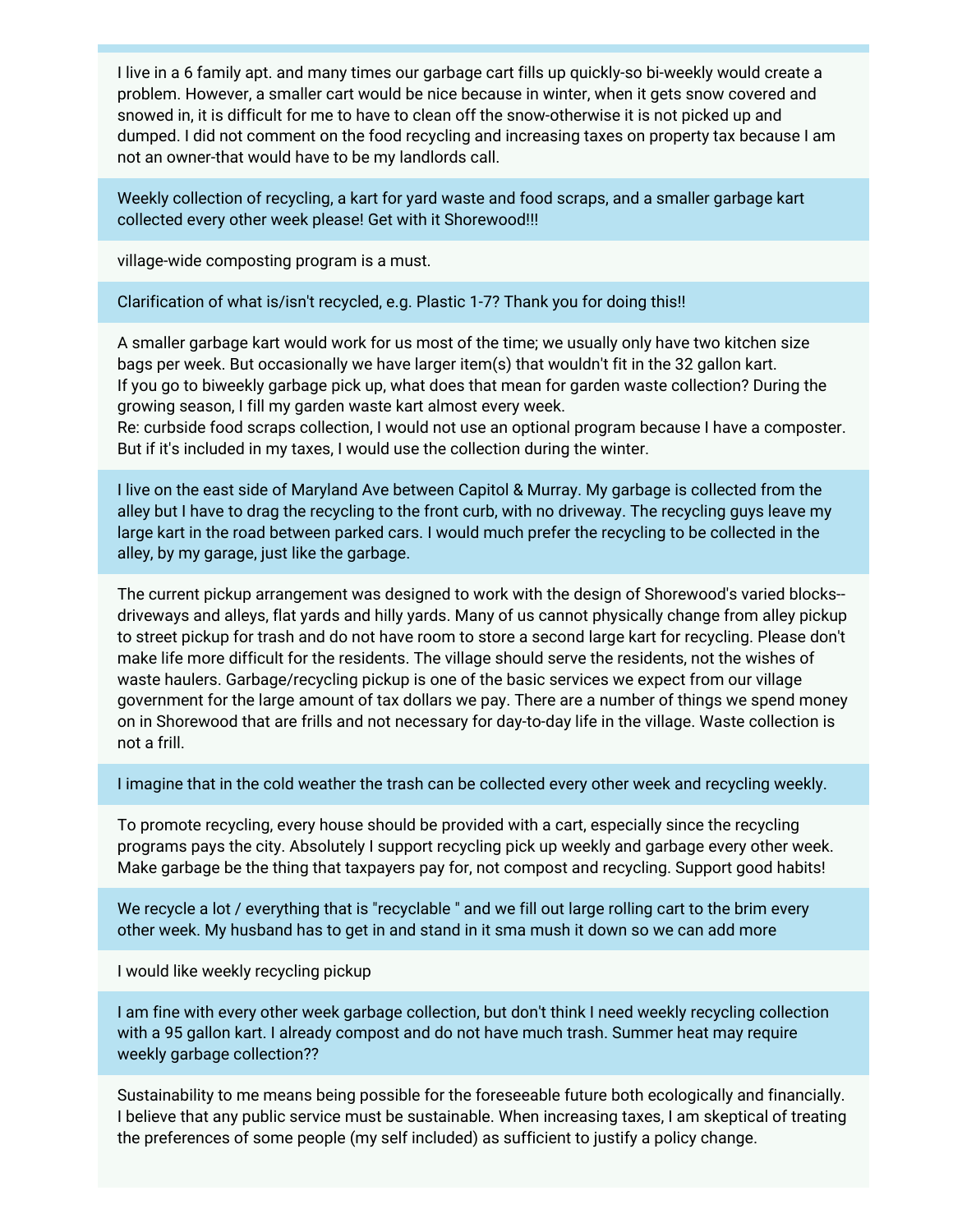I live in a 6 family apt. and many times our garbage cart fills up quickly-so bi-weekly would create a problem. However, a smaller cart would be nice because in winter, when it gets snow covered and snowed in, it is difficult for me to have to clean off the snow-otherwise it is not picked up and dumped. I did not comment on the food recycling and increasing taxes on property tax because I am not an owner-that would have to be my landlords call.

Weekly collection of recycling, a kart for yard waste and food scraps, and a smaller garbage kart collected every other week please! Get with it Shorewood!!!

village-wide composting program is a must.

Clarification of what is/isn't recycled, e.g. Plastic 1-7? Thank you for doing this!!

A smaller garbage kart would work for us most of the time; we usually only have two kitchen size bags per week. But occasionally we have larger item(s) that wouldn't fit in the 32 gallon kart.
If you go to biweekly garbage pick up, what does that mean for garden waste collection? During the growing season, I fill my garden waste kart almost every week.
Re: curbside food scraps collection, I would not use an optional program because I have a composter. But if it's included in my taxes, I would use the collection during the winter.

I live on the east side of Maryland Ave between Capitol & Murray. My garbage is collected from the alley but I have to drag the recycling to the front curb, with no driveway. The recycling guys leave my large kart in the road between parked cars. I would much prefer the recycling to be collected in the alley, by my garage, just like the garbage.

The current pickup arrangement was designed to work with the design of Shorewood's varied blocks--driveways and alleys, flat yards and hilly yards. Many of us cannot physically change from alley pickup to street pickup for trash and do not have room to store a second large kart for recycling. Please don't make life more difficult for the residents. The village should serve the residents, not the wishes of waste haulers. Garbage/recycling pickup is one of the basic services we expect from our village government for the large amount of tax dollars we pay. There are a number of things we spend money on in Shorewood that are frills and not necessary for day-to-day life in the village. Waste collection is not a frill.

I imagine that in the cold weather the trash can be collected every other week and recycling weekly.

To promote recycling, every house should be provided with a cart, especially since the recycling programs pays the city. Absolutely I support recycling pick up weekly and garbage every other week. Make garbage be the thing that taxpayers pay for, not compost and recycling. Support good habits!

We recycle a lot / everything that is "recyclable " and we fill out large rolling cart to the brim every other week. My husband has to get in and stand in it sma mush it down so we can add more

I would like weekly recycling pickup

I am fine with every other week garbage collection, but don't think I need weekly recycling collection with a 95 gallon kart. I already compost and do not have much trash. Summer heat may require weekly garbage collection??

Sustainability to me means being possible for the foreseeable future both ecologically and financially. I believe that any public service must be sustainable. When increasing taxes, I am skeptical of treating the preferences of some people (my self included) as sufficient to justify a policy change.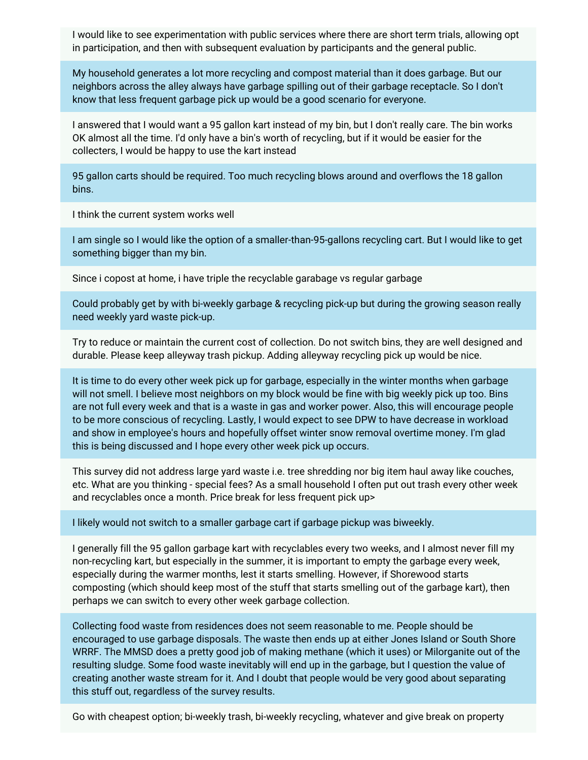I would like to see experimentation with public services where there are short term trials, allowing opt in participation, and then with subsequent evaluation by participants and the general public.

My household generates a lot more recycling and compost material than it does garbage. But our neighbors across the alley always have garbage spilling out of their garbage receptacle. So I don't know that less frequent garbage pick up would be a good scenario for everyone.

I answered that I would want a 95 gallon kart instead of my bin, but I don't really care. The bin works OK almost all the time. I'd only have a bin's worth of recycling, but if it would be easier for the collecters, I would be happy to use the kart instead

95 gallon carts should be required. Too much recycling blows around and overflows the 18 gallon bins.

I think the current system works well

I am single so I would like the option of a smaller-than-95-gallons recycling cart. But I would like to get something bigger than my bin.

Since i copost at home, i have triple the recyclable garabage vs regular garbage

Could probably get by with bi-weekly garbage & recycling pick-up but during the growing season really need weekly yard waste pick-up.

Try to reduce or maintain the current cost of collection. Do not switch bins, they are well designed and durable. Please keep alleyway trash pickup. Adding alleyway recycling pick up would be nice.

It is time to do every other week pick up for garbage, especially in the winter months when garbage will not smell. I believe most neighbors on my block would be fine with big weekly pick up too. Bins are not full every week and that is a waste in gas and worker power. Also, this will encourage people to be more conscious of recycling. Lastly, I would expect to see DPW to have decrease in workload and show in employee's hours and hopefully offset winter snow removal overtime money. I'm glad this is being discussed and I hope every other week pick up occurs.

This survey did not address large yard waste i.e. tree shredding nor big item haul away like couches, etc. What are you thinking - special fees? As a small household I often put out trash every other week and recyclables once a month. Price break for less frequent pick up>

I likely would not switch to a smaller garbage cart if garbage pickup was biweekly.

I generally fill the 95 gallon garbage kart with recyclables every two weeks, and I almost never fill my non-recycling kart, but especially in the summer, it is important to empty the garbage every week, especially during the warmer months, lest it starts smelling. However, if Shorewood starts composting (which should keep most of the stuff that starts smelling out of the garbage kart), then perhaps we can switch to every other week garbage collection.

Collecting food waste from residences does not seem reasonable to me. People should be encouraged to use garbage disposals. The waste then ends up at either Jones Island or South Shore WRRF. The MMSD does a pretty good job of making methane (which it uses) or Milorganite out of the resulting sludge. Some food waste inevitably will end up in the garbage, but I question the value of creating another waste stream for it. And I doubt that people would be very good about separating this stuff out, regardless of the survey results.

Go with cheapest option; bi-weekly trash, bi-weekly recycling, whatever and give break on property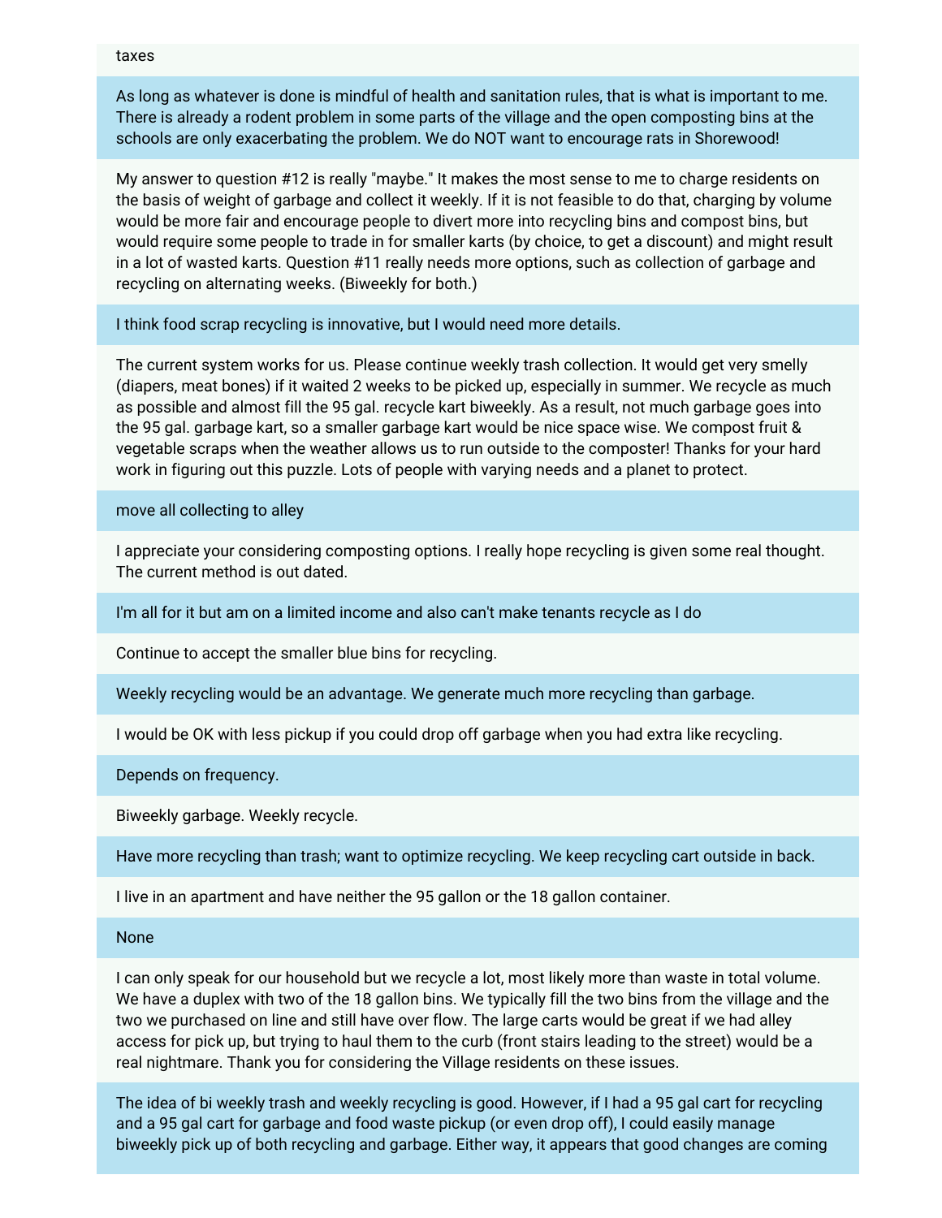taxes

As long as whatever is done is mindful of health and sanitation rules, that is what is important to me. There is already a rodent problem in some parts of the village and the open composting bins at the schools are only exacerbating the problem. We do NOT want to encourage rats in Shorewood!

My answer to question #12 is really "maybe." It makes the most sense to me to charge residents on the basis of weight of garbage and collect it weekly. If it is not feasible to do that, charging by volume would be more fair and encourage people to divert more into recycling bins and compost bins, but would require some people to trade in for smaller karts (by choice, to get a discount) and might result in a lot of wasted karts. Question #11 really needs more options, such as collection of garbage and recycling on alternating weeks. (Biweekly for both.)

I think food scrap recycling is innovative, but I would need more details.

The current system works for us. Please continue weekly trash collection. It would get very smelly (diapers, meat bones) if it waited 2 weeks to be picked up, especially in summer. We recycle as much as possible and almost fill the 95 gal. recycle kart biweekly. As a result, not much garbage goes into the 95 gal. garbage kart, so a smaller garbage kart would be nice space wise. We compost fruit & vegetable scraps when the weather allows us to run outside to the composter! Thanks for your hard work in figuring out this puzzle. Lots of people with varying needs and a planet to protect.

move all collecting to alley

I appreciate your considering composting options. I really hope recycling is given some real thought. The current method is out dated.

I'm all for it but am on a limited income and also can't make tenants recycle as I do

Continue to accept the smaller blue bins for recycling.

Weekly recycling would be an advantage. We generate much more recycling than garbage.

I would be OK with less pickup if you could drop off garbage when you had extra like recycling.

Depends on frequency.

Biweekly garbage. Weekly recycle.

Have more recycling than trash; want to optimize recycling. We keep recycling cart outside in back.

I live in an apartment and have neither the 95 gallon or the 18 gallon container.

None

I can only speak for our household but we recycle a lot, most likely more than waste in total volume. We have a duplex with two of the 18 gallon bins. We typically fill the two bins from the village and the two we purchased on line and still have over flow. The large carts would be great if we had alley access for pick up, but trying to haul them to the curb (front stairs leading to the street) would be a real nightmare. Thank you for considering the Village residents on these issues.

The idea of bi weekly trash and weekly recycling is good. However, if I had a 95 gal cart for recycling and a 95 gal cart for garbage and food waste pickup (or even drop off), I could easily manage biweekly pick up of both recycling and garbage. Either way, it appears that good changes are coming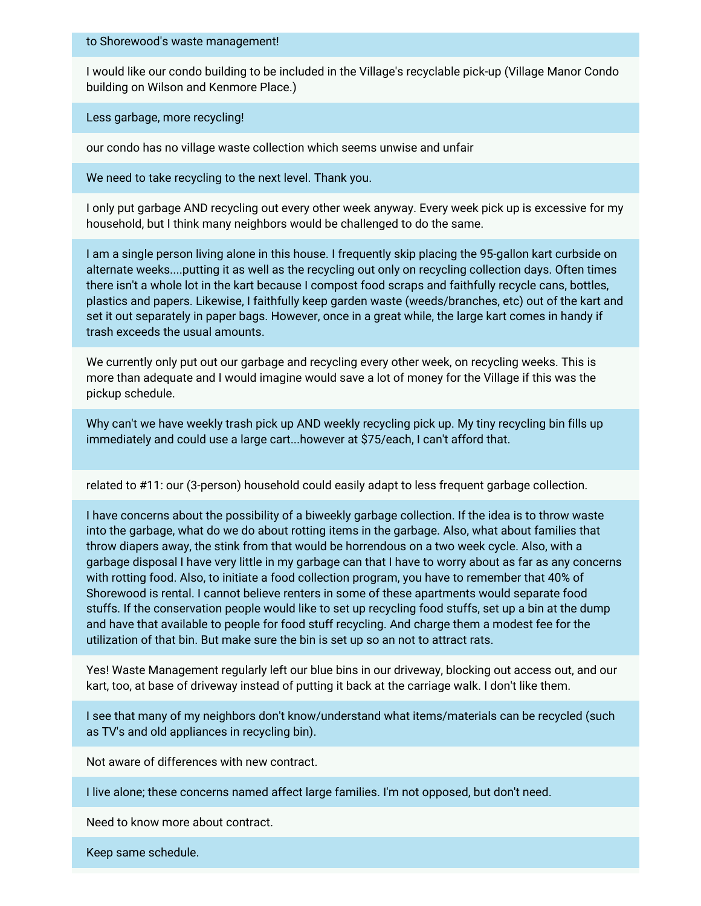to Shorewood's waste management!

I would like our condo building to be included in the Village's recyclable pick-up (Village Manor Condo building on Wilson and Kenmore Place.)

Less garbage, more recycling!

our condo has no village waste collection which seems unwise and unfair

We need to take recycling to the next level. Thank you.

I only put garbage AND recycling out every other week anyway. Every week pick up is excessive for my household, but I think many neighbors would be challenged to do the same.

I am a single person living alone in this house. I frequently skip placing the 95-gallon kart curbside on alternate weeks....putting it as well as the recycling out only on recycling collection days. Often times there isn't a whole lot in the kart because I compost food scraps and faithfully recycle cans, bottles, plastics and papers. Likewise, I faithfully keep garden waste (weeds/branches, etc) out of the kart and set it out separately in paper bags. However, once in a great while, the large kart comes in handy if trash exceeds the usual amounts.

We currently only put out our garbage and recycling every other week, on recycling weeks. This is more than adequate and I would imagine would save a lot of money for the Village if this was the pickup schedule.

Why can't we have weekly trash pick up AND weekly recycling pick up. My tiny recycling bin fills up immediately and could use a large cart...however at $75/each, I can't afford that.

related to #11: our (3-person) household could easily adapt to less frequent garbage collection.

I have concerns about the possibility of a biweekly garbage collection. If the idea is to throw waste into the garbage, what do we do about rotting items in the garbage. Also, what about families that throw diapers away, the stink from that would be horrendous on a two week cycle. Also, with a garbage disposal I have very little in my garbage can that I have to worry about as far as any concerns with rotting food. Also, to initiate a food collection program, you have to remember that 40% of Shorewood is rental. I cannot believe renters in some of these apartments would separate food stuffs. If the conservation people would like to set up recycling food stuffs, set up a bin at the dump and have that available to people for food stuff recycling. And charge them a modest fee for the utilization of that bin. But make sure the bin is set up so an not to attract rats.

Yes! Waste Management regularly left our blue bins in our driveway, blocking out access out, and our kart, too, at base of driveway instead of putting it back at the carriage walk. I don't like them.

I see that many of my neighbors don't know/understand what items/materials can be recycled (such as TV's and old appliances in recycling bin).

Not aware of differences with new contract.

I live alone; these concerns named affect large families. I'm not opposed, but don't need.

Need to know more about contract.

Keep same schedule.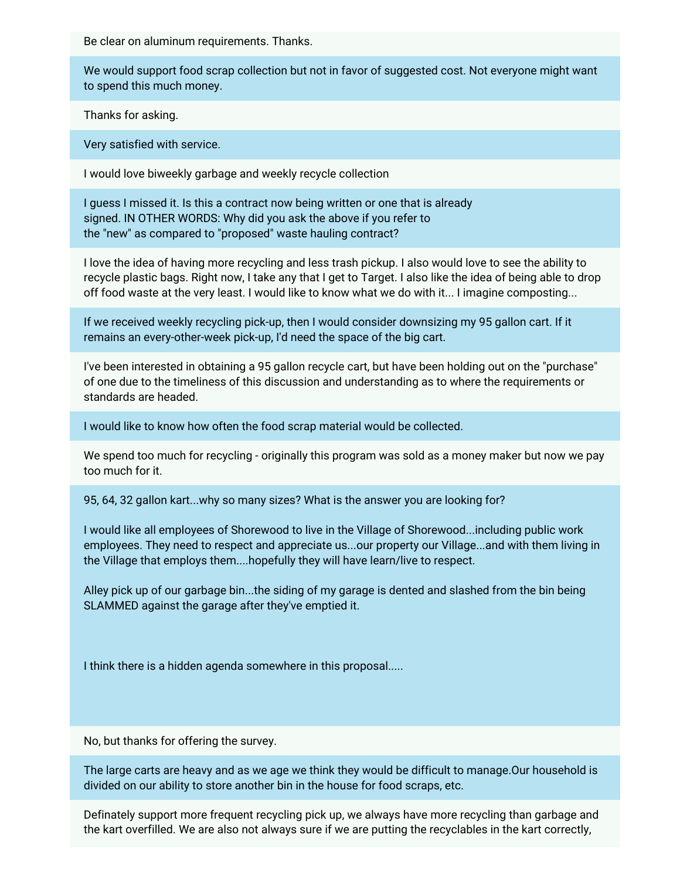Be clear on aluminum requirements. Thanks.

We would support food scrap collection but not in favor of suggested cost. Not everyone might want to spend this much money.

Thanks for asking.

Very satisfied with service.

I would love biweekly garbage and weekly recycle collection

I guess I missed it. Is this a contract now being written or one that is already signed. IN OTHER WORDS: Why did you ask the above if you refer to the "new" as compared to "proposed" waste hauling contract?

I love the idea of having more recycling and less trash pickup. I also would love to see the ability to recycle plastic bags. Right now, I take any that I get to Target. I also like the idea of being able to drop off food waste at the very least. I would like to know what we do with it... I imagine composting...

If we received weekly recycling pick-up, then I would consider downsizing my 95 gallon cart. If it remains an every-other-week pick-up, I'd need the space of the big cart.

I've been interested in obtaining a 95 gallon recycle cart, but have been holding out on the "purchase" of one due to the timeliness of this discussion and understanding as to where the requirements or standards are headed.

I would like to know how often the food scrap material would be collected.

We spend too much for recycling - originally this program was sold as a money maker but now we pay too much for it.

95, 64, 32 gallon kart...why so many sizes? What is the answer you are looking for?

I would like all employees of Shorewood to live in the Village of Shorewood...including public work employees. They need to respect and appreciate us...our property our Village...and with them living in the Village that employs them....hopefully they will have learn/live to respect.

Alley pick up of our garbage bin...the siding of my garage is dented and slashed from the bin being SLAMMED against the garage after they've emptied it.

I think there is a hidden agenda somewhere in this proposal.....

No, but thanks for offering the survey.

The large carts are heavy and as we age we think they would be difficult to manage.Our household is divided on our ability to store another bin in the house for food scraps, etc.

Definately support more frequent recycling pick up, we always have more recycling than garbage and the kart overfilled. We are also not always sure if we are putting the recyclables in the kart correctly,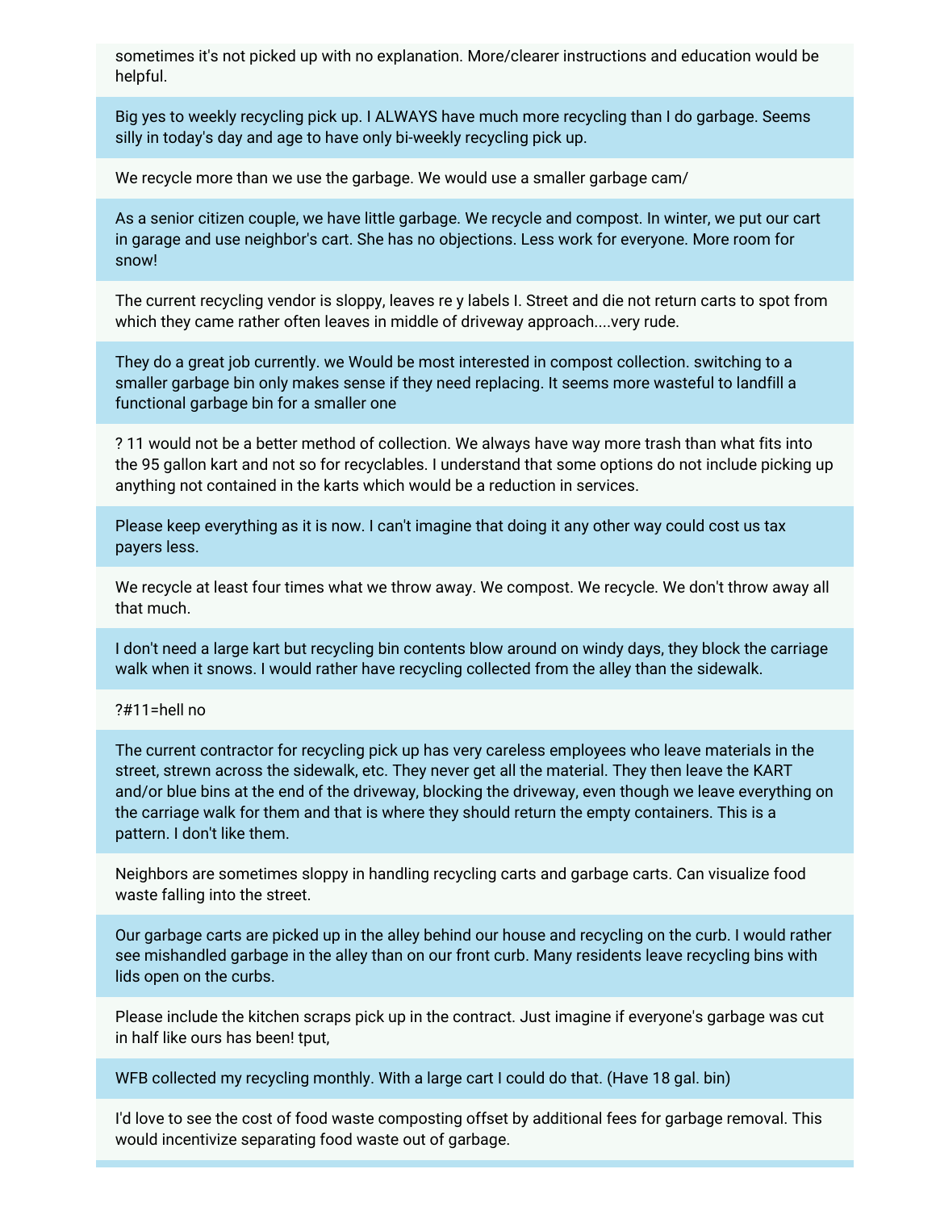sometimes it's not picked up with no explanation. More/clearer instructions and education would be helpful.

Big yes to weekly recycling pick up. I ALWAYS have much more recycling than I do garbage. Seems silly in today's day and age to have only bi-weekly recycling pick up.

We recycle more than we use the garbage. We would use a smaller garbage cam/

As a senior citizen couple, we have little garbage. We recycle and compost. In winter, we put our cart in garage and use neighbor's cart. She has no objections. Less work for everyone. More room for snow!

The current recycling vendor is sloppy, leaves re y labels I. Street and die not return carts to spot from which they came rather often leaves in middle of driveway approach....very rude.

They do a great job currently. we Would be most interested in compost collection. switching to a smaller garbage bin only makes sense if they need replacing. It seems more wasteful to landfill a functional garbage bin for a smaller one

? 11 would not be a better method of collection. We always have way more trash than what fits into the 95 gallon kart and not so for recyclables. I understand that some options do not include picking up anything not contained in the karts which would be a reduction in services.

Please keep everything as it is now. I can't imagine that doing it any other way could cost us tax payers less.

We recycle at least four times what we throw away. We compost. We recycle. We don't throw away all that much.

I don't need a large kart but recycling bin contents blow around on windy days, they block the carriage walk when it snows. I would rather have recycling collected from the alley than the sidewalk.

?#11=hell no

The current contractor for recycling pick up has very careless employees who leave materials in the street, strewn across the sidewalk, etc. They never get all the material. They then leave the KART and/or blue bins at the end of the driveway, blocking the driveway, even though we leave everything on the carriage walk for them and that is where they should return the empty containers. This is a pattern. I don't like them.

Neighbors are sometimes sloppy in handling recycling carts and garbage carts. Can visualize food waste falling into the street.

Our garbage carts are picked up in the alley behind our house and recycling on the curb. I would rather see mishandled garbage in the alley than on our front curb. Many residents leave recycling bins with lids open on the curbs.

Please include the kitchen scraps pick up in the contract. Just imagine if everyone's garbage was cut in half like ours has been! tput,

WFB collected my recycling monthly. With a large cart I could do that. (Have 18 gal. bin)

I'd love to see the cost of food waste composting offset by additional fees for garbage removal. This would incentivize separating food waste out of garbage.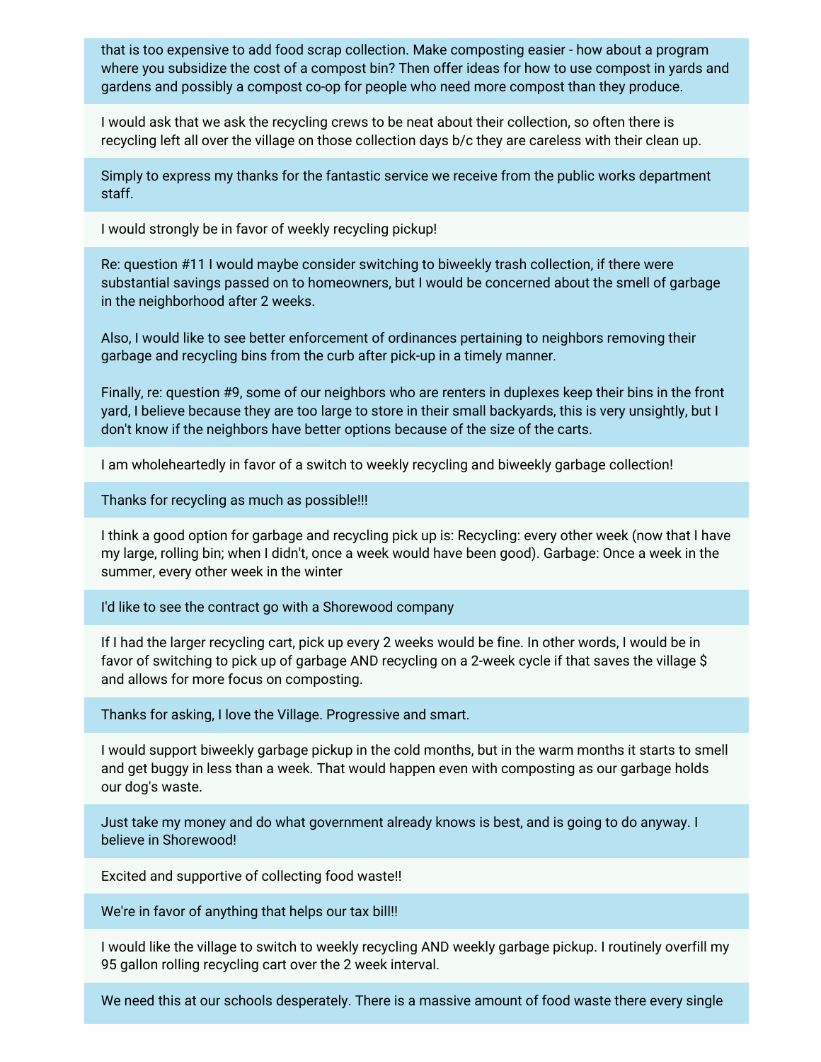that is too expensive to add food scrap collection. Make composting easier - how about a program where you subsidize the cost of a compost bin? Then offer ideas for how to use compost in yards and gardens and possibly a compost co-op for people who need more compost than they produce.

I would ask that we ask the recycling crews to be neat about their collection, so often there is recycling left all over the village on those collection days b/c they are careless with their clean up.

Simply to express my thanks for the fantastic service we receive from the public works department staff.

I would strongly be in favor of weekly recycling pickup!

Re: question #11 I would maybe consider switching to biweekly trash collection, if there were substantial savings passed on to homeowners, but I would be concerned about the smell of garbage in the neighborhood after 2 weeks.

Also, I would like to see better enforcement of ordinances pertaining to neighbors removing their garbage and recycling bins from the curb after pick-up in a timely manner.

Finally, re: question #9, some of our neighbors who are renters in duplexes keep their bins in the front yard, I believe because they are too large to store in their small backyards, this is very unsightly, but I don't know if the neighbors have better options because of the size of the carts.

I am wholeheartedly in favor of a switch to weekly recycling and biweekly garbage collection!

Thanks for recycling as much as possible!!!

I think a good option for garbage and recycling pick up is: Recycling: every other week (now that I have my large, rolling bin; when I didn't, once a week would have been good). Garbage: Once a week in the summer, every other week in the winter

I'd like to see the contract go with a Shorewood company

If I had the larger recycling cart, pick up every 2 weeks would be fine. In other words, I would be in favor of switching to pick up of garbage AND recycling on a 2-week cycle if that saves the village $ and allows for more focus on composting.

Thanks for asking, I love the Village. Progressive and smart.

I would support biweekly garbage pickup in the cold months, but in the warm months it starts to smell and get buggy in less than a week. That would happen even with composting as our garbage holds our dog's waste.

Just take my money and do what government already knows is best, and is going to do anyway. I believe in Shorewood!

Excited and supportive of collecting food waste!!

We're in favor of anything that helps our tax bill!!

I would like the village to switch to weekly recycling AND weekly garbage pickup. I routinely overfill my 95 gallon rolling recycling cart over the 2 week interval.

We need this at our schools desperately. There is a massive amount of food waste there every single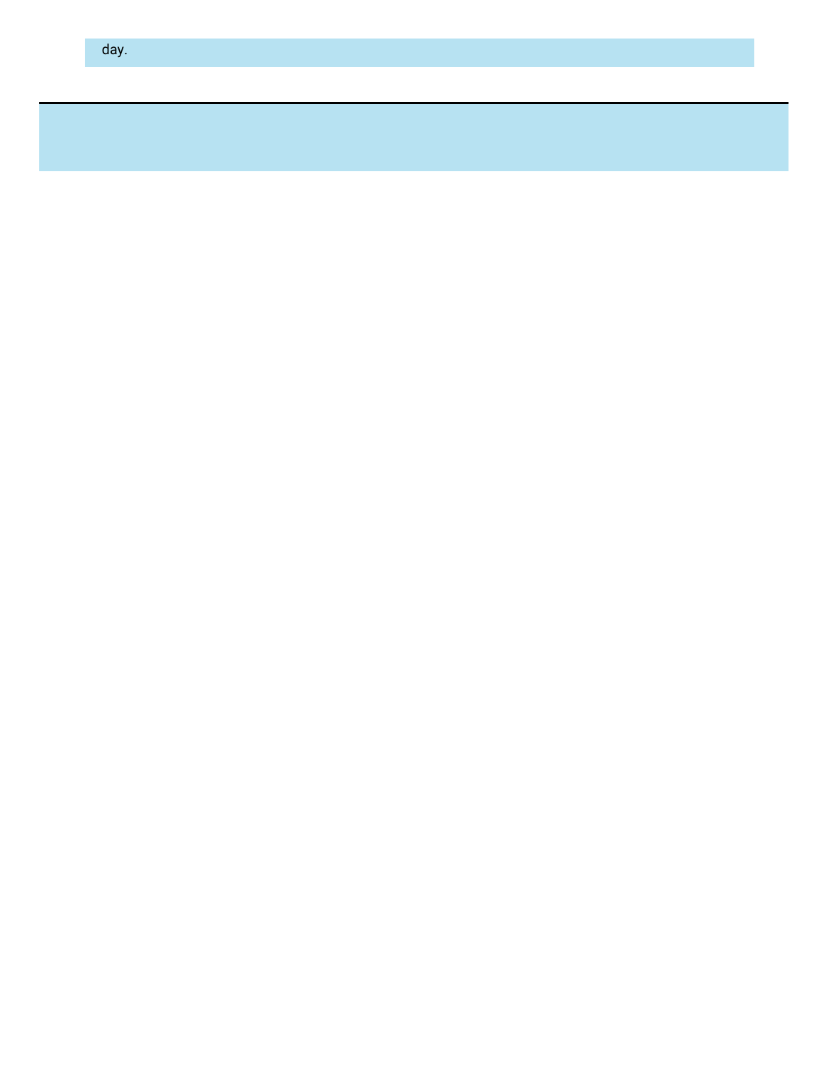day.